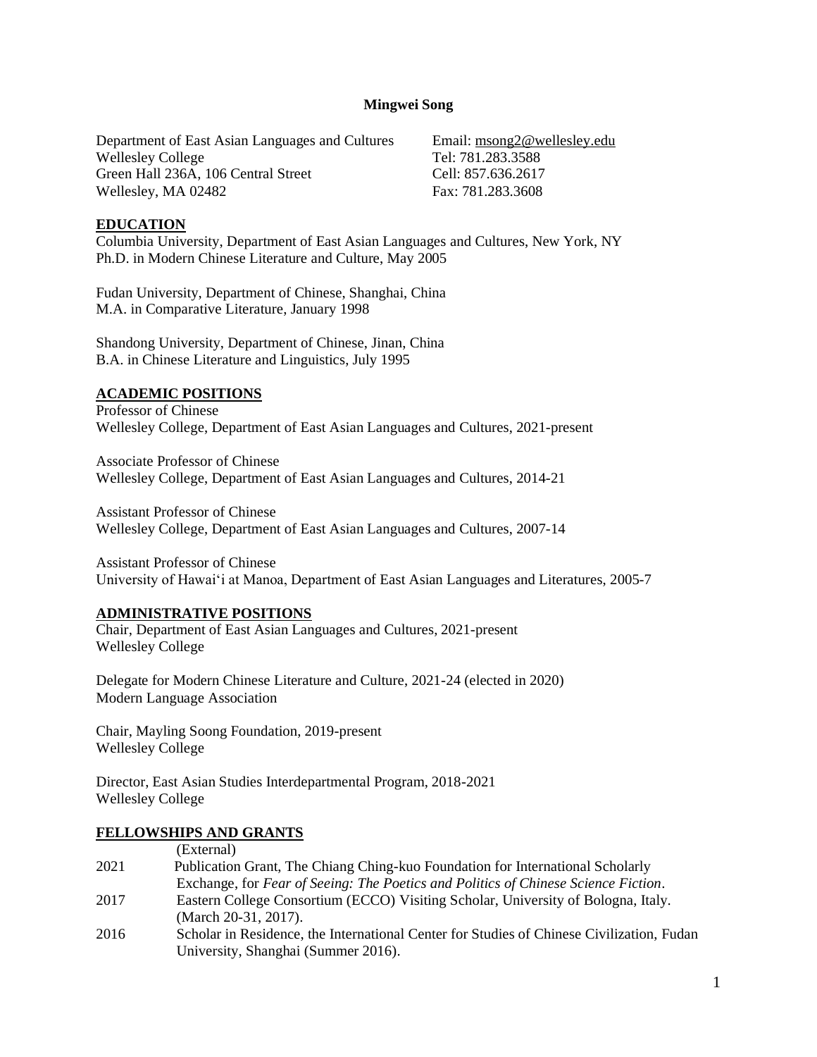**Mingwei Song**

Department of East Asian Languages and Cultures
Wellesley College
Green Hall 236A, 106 Central Street
Wellesley, MA 02482

Email: msong2@wellesley.edu
Tel: 781.283.3588
Cell: 857.636.2617
Fax: 781.283.3608

## EDUCATION

Columbia University, Department of East Asian Languages and Cultures, New York, NY
Ph.D. in Modern Chinese Literature and Culture, May 2005

Fudan University, Department of Chinese, Shanghai, China
M.A. in Comparative Literature, January 1998

Shandong University, Department of Chinese, Jinan, China
B.A. in Chinese Literature and Linguistics, July 1995

## ACADEMIC POSITIONS

Professor of Chinese
Wellesley College, Department of East Asian Languages and Cultures, 2021-present

Associate Professor of Chinese
Wellesley College, Department of East Asian Languages and Cultures, 2014-21

Assistant Professor of Chinese
Wellesley College, Department of East Asian Languages and Cultures, 2007-14

Assistant Professor of Chinese
University of Hawai'i at Manoa, Department of East Asian Languages and Literatures, 2005-7

## ADMINISTRATIVE POSITIONS

Chair, Department of East Asian Languages and Cultures, 2021-present
Wellesley College

Delegate for Modern Chinese Literature and Culture, 2021-24 (elected in 2020)
Modern Language Association

Chair, Mayling Soong Foundation, 2019-present
Wellesley College

Director, East Asian Studies Interdepartmental Program, 2018-2021
Wellesley College

## FELLOWSHIPS AND GRANTS

(External)

2021 Publication Grant, The Chiang Ching-kuo Foundation for International Scholarly Exchange, for *Fear of Seeing: The Poetics and Politics of Chinese Science Fiction*.

2017 Eastern College Consortium (ECCO) Visiting Scholar, University of Bologna, Italy. (March 20-31, 2017).

2016 Scholar in Residence, the International Center for Studies of Chinese Civilization, Fudan University, Shanghai (Summer 2016).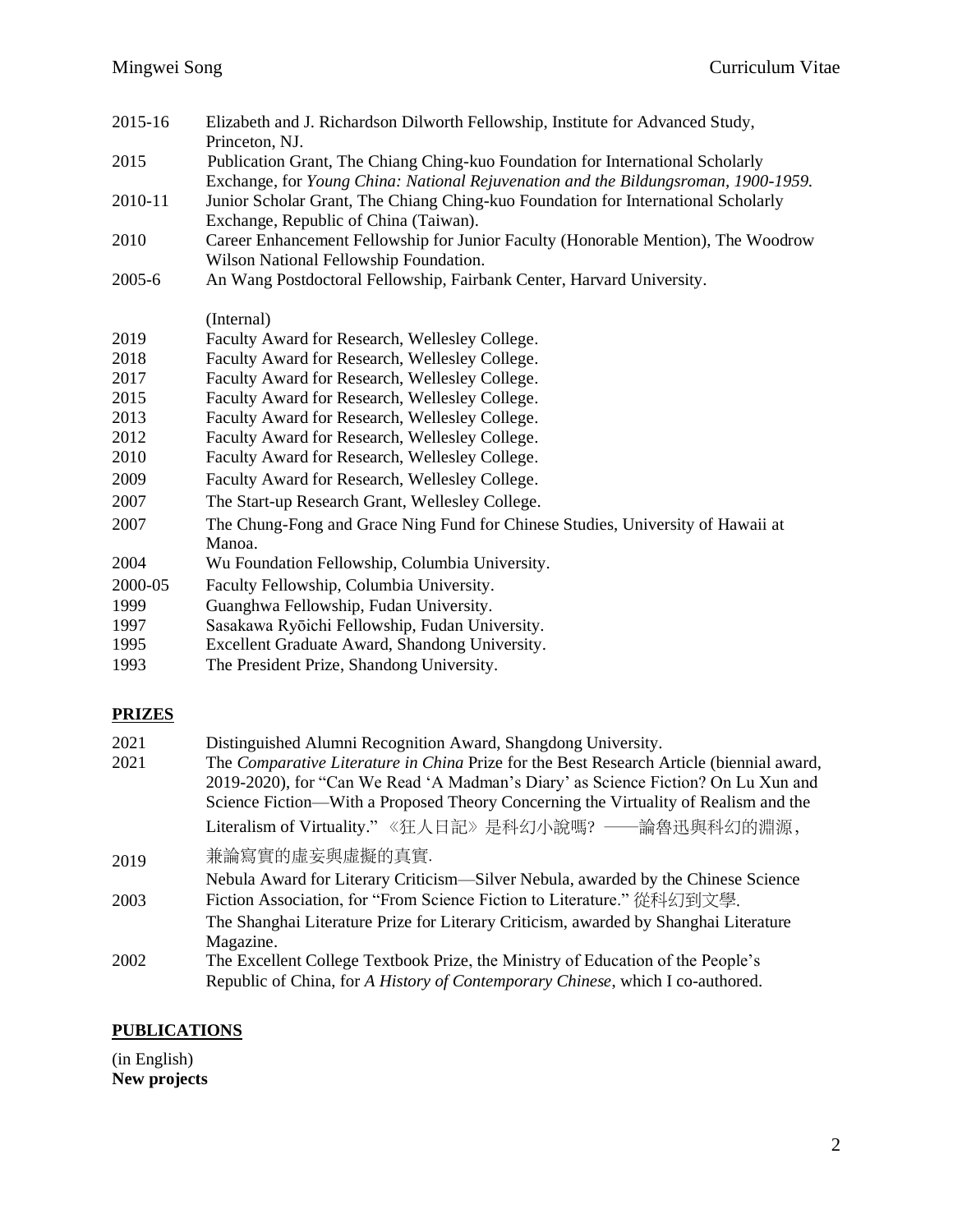| | |
|---|---|
| 2015-16 | Elizabeth and J. Richardson Dilworth Fellowship, Institute for Advanced Study, Princeton, NJ. |
| 2015 | Publication Grant, The Chiang Ching-kuo Foundation for International Scholarly Exchange, for *Young China: National Rejuvenation and the Bildungsroman, 1900-1959.* |
| 2010-11 | Junior Scholar Grant, The Chiang Ching-kuo Foundation for International Scholarly Exchange, Republic of China (Taiwan). |
| 2010 | Career Enhancement Fellowship for Junior Faculty (Honorable Mention), The Woodrow Wilson National Fellowship Foundation. |
| 2005-6 | An Wang Postdoctoral Fellowship, Fairbank Center, Harvard University. |

(Internal)

| | |
|---|---|
| 2019 | Faculty Award for Research, Wellesley College. |
| 2018 | Faculty Award for Research, Wellesley College. |
| 2017 | Faculty Award for Research, Wellesley College. |
| 2015 | Faculty Award for Research, Wellesley College. |
| 2013 | Faculty Award for Research, Wellesley College. |
| 2012 | Faculty Award for Research, Wellesley College. |
| 2010 | Faculty Award for Research, Wellesley College. |
| 2009 | Faculty Award for Research, Wellesley College. |
| 2007 | The Start-up Research Grant, Wellesley College. |
| 2007 | The Chung-Fong and Grace Ning Fund for Chinese Studies, University of Hawaii at Manoa. |
| 2004 | Wu Foundation Fellowship, Columbia University. |
| 2000-05 | Faculty Fellowship, Columbia University. |
| 1999 | Guanghwa Fellowship, Fudan University. |
| 1997 | Sasakawa Ryōichi Fellowship, Fudan University. |
| 1995 | Excellent Graduate Award, Shandong University. |
| 1993 | The President Prize, Shandong University. |

## PRIZES

| | |
|---|---|
| 2021 | Distinguished Alumni Recognition Award, Shangdong University. |
| 2021 | The *Comparative Literature in China* Prize for the Best Research Article (biennial award, 2019-2020), for "Can We Read 'A Madman's Diary' as Science Fiction? On Lu Xun and Science Fiction—With a Proposed Theory Concerning the Virtuality of Realism and the Literalism of Virtuality." 《狂人日記》是科幻小說嗎? ——論魯迅與科幻的淵源，兼論寫實的虛妄與虛擬的真實. |
| 2019 | Nebula Award for Literary Criticism—Silver Nebula, awarded by the Chinese Science Fiction Association, for "From Science Fiction to Literature." 從科幻到文學. |
| 2003 | The Shanghai Literature Prize for Literary Criticism, awarded by Shanghai Literature Magazine. |
| 2002 | The Excellent College Textbook Prize, the Ministry of Education of the People's Republic of China, for *A History of Contemporary Chinese*, which I co-authored. |

## PUBLICATIONS

(in English)

**New projects**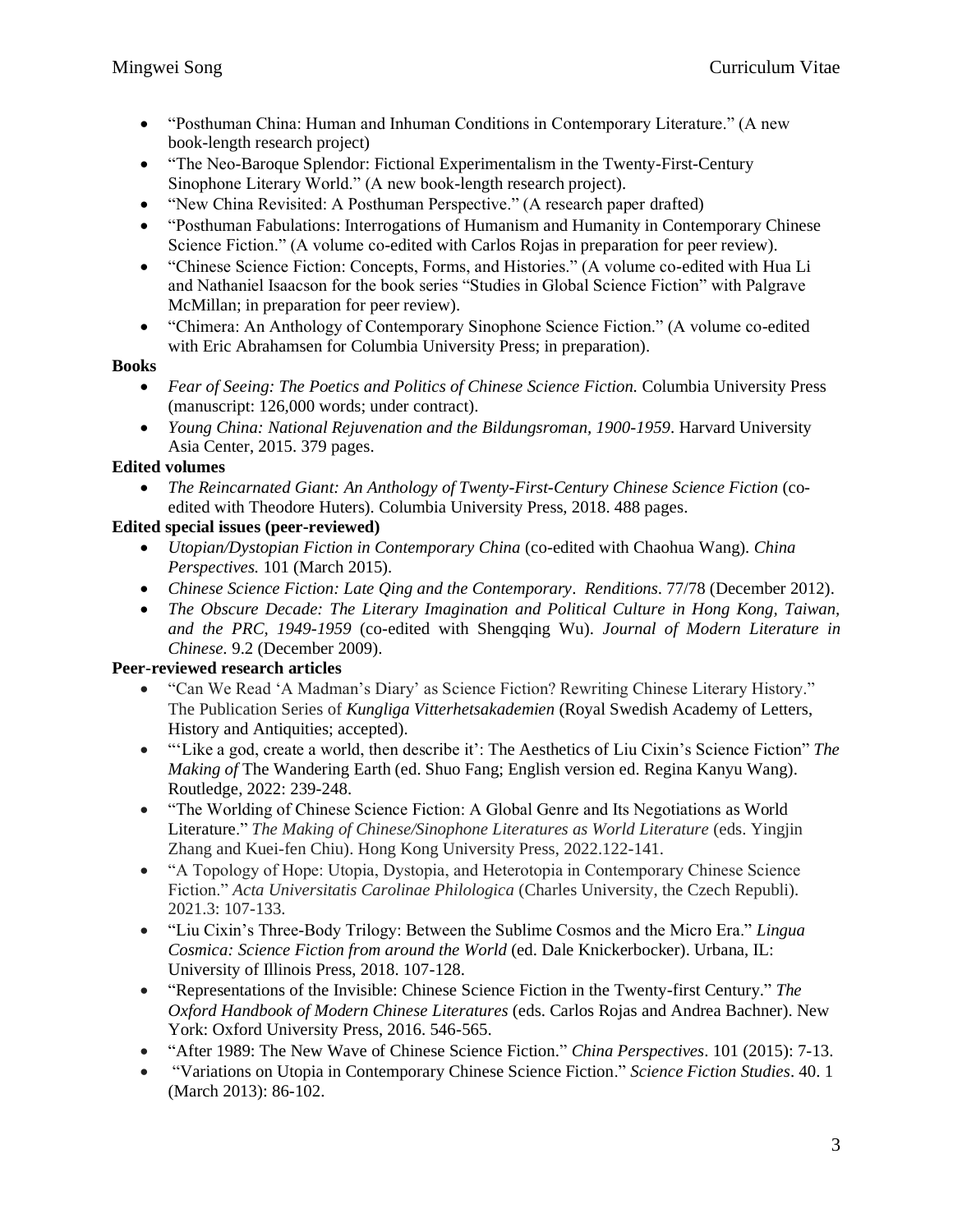- "Posthuman China: Human and Inhuman Conditions in Contemporary Literature." (A new book-length research project)
- "The Neo-Baroque Splendor: Fictional Experimentalism in the Twenty-First-Century Sinophone Literary World." (A new book-length research project).
- "New China Revisited: A Posthuman Perspective." (A research paper drafted)
- "Posthuman Fabulations: Interrogations of Humanism and Humanity in Contemporary Chinese Science Fiction." (A volume co-edited with Carlos Rojas in preparation for peer review).
- "Chinese Science Fiction: Concepts, Forms, and Histories." (A volume co-edited with Hua Li and Nathaniel Isaacson for the book series "Studies in Global Science Fiction" with Palgrave McMillan; in preparation for peer review).
- "Chimera: An Anthology of Contemporary Sinophone Science Fiction." (A volume co-edited with Eric Abrahamsen for Columbia University Press; in preparation).

**Books**

- *Fear of Seeing: The Poetics and Politics of Chinese Science Fiction.* Columbia University Press (manuscript: 126,000 words; under contract).
- *Young China: National Rejuvenation and the Bildungsroman, 1900-1959*. Harvard University Asia Center, 2015. 379 pages.

**Edited volumes**

- *The Reincarnated Giant: An Anthology of Twenty-First-Century Chinese Science Fiction* (co-edited with Theodore Huters). Columbia University Press, 2018. 488 pages.

**Edited special issues (peer-reviewed)**

- *Utopian/Dystopian Fiction in Contemporary China* (co-edited with Chaohua Wang). *China Perspectives.* 101 (March 2015).
- *Chinese Science Fiction: Late Qing and the Contemporary*. *Renditions*. 77/78 (December 2012).
- *The Obscure Decade: The Literary Imagination and Political Culture in Hong Kong, Taiwan, and the PRC, 1949-1959* (co-edited with Shengqing Wu). *Journal of Modern Literature in Chinese*. 9.2 (December 2009).

**Peer-reviewed research articles**

- "Can We Read 'A Madman's Diary' as Science Fiction? Rewriting Chinese Literary History." The Publication Series of *Kungliga Vitterhetsakademien* (Royal Swedish Academy of Letters, History and Antiquities; accepted).
- "'Like a god, create a world, then describe it': The Aesthetics of Liu Cixin's Science Fiction" *The Making of* The Wandering Earth (ed. Shuo Fang; English version ed. Regina Kanyu Wang). Routledge, 2022: 239-248.
- "The Worlding of Chinese Science Fiction: A Global Genre and Its Negotiations as World Literature." *The Making of Chinese/Sinophone Literatures as World Literature* (eds. Yingjin Zhang and Kuei-fen Chiu). Hong Kong University Press, 2022.122-141.
- "A Topology of Hope: Utopia, Dystopia, and Heterotopia in Contemporary Chinese Science Fiction." *Acta Universitatis Carolinae Philologica* (Charles University, the Czech Republi). 2021.3: 107-133.
- "Liu Cixin's Three-Body Trilogy: Between the Sublime Cosmos and the Micro Era." *Lingua Cosmica: Science Fiction from around the World* (ed. Dale Knickerbocker). Urbana, IL: University of Illinois Press, 2018. 107-128.
- "Representations of the Invisible: Chinese Science Fiction in the Twenty-first Century." *The Oxford Handbook of Modern Chinese Literatures* (eds. Carlos Rojas and Andrea Bachner). New York: Oxford University Press, 2016. 546-565.
- "After 1989: The New Wave of Chinese Science Fiction." *China Perspectives*. 101 (2015): 7-13.
- "Variations on Utopia in Contemporary Chinese Science Fiction." *Science Fiction Studies*. 40. 1 (March 2013): 86-102.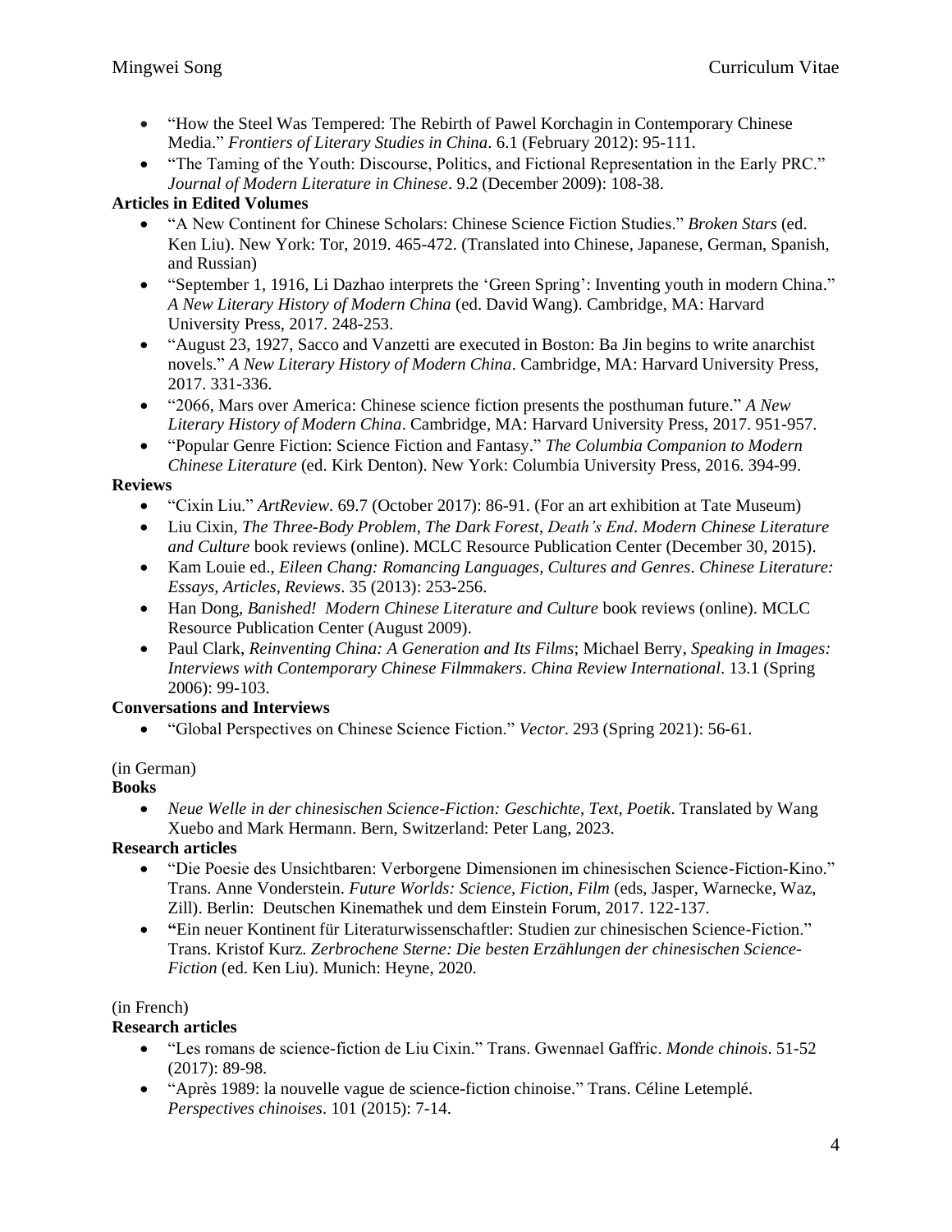- "How the Steel Was Tempered: The Rebirth of Pawel Korchagin in Contemporary Chinese Media." *Frontiers of Literary Studies in China*. 6.1 (February 2012): 95-111.
- "The Taming of the Youth: Discourse, Politics, and Fictional Representation in the Early PRC." *Journal of Modern Literature in Chinese*. 9.2 (December 2009): 108-38.

**Articles in Edited Volumes**

- "A New Continent for Chinese Scholars: Chinese Science Fiction Studies." *Broken Stars* (ed. Ken Liu). New York: Tor, 2019. 465-472. (Translated into Chinese, Japanese, German, Spanish, and Russian)
- "September 1, 1916, Li Dazhao interprets the 'Green Spring': Inventing youth in modern China." *A New Literary History of Modern China* (ed. David Wang). Cambridge, MA: Harvard University Press, 2017. 248-253.
- "August 23, 1927, Sacco and Vanzetti are executed in Boston: Ba Jin begins to write anarchist novels." *A New Literary History of Modern China*. Cambridge, MA: Harvard University Press, 2017. 331-336.
- "2066, Mars over America: Chinese science fiction presents the posthuman future." *A New Literary History of Modern China*. Cambridge, MA: Harvard University Press, 2017. 951-957.
- "Popular Genre Fiction: Science Fiction and Fantasy." *The Columbia Companion to Modern Chinese Literature* (ed. Kirk Denton). New York: Columbia University Press, 2016. 394-99.

**Reviews**

- "Cixin Liu." *ArtReview*. 69.7 (October 2017): 86-91. (For an art exhibition at Tate Museum)
- Liu Cixin, *The Three-Body Problem*, *The Dark Forest*, *Death's End*. *Modern Chinese Literature and Culture* book reviews (online). MCLC Resource Publication Center (December 30, 2015).
- Kam Louie ed., *Eileen Chang: Romancing Languages, Cultures and Genres*. *Chinese Literature: Essays, Articles, Reviews*. 35 (2013): 253-256.
- Han Dong, *Banished!* *Modern Chinese Literature and Culture* book reviews (online). MCLC Resource Publication Center (August 2009).
- Paul Clark, *Reinventing China: A Generation and Its Films*; Michael Berry, *Speaking in Images: Interviews with Contemporary Chinese Filmmakers*. *China Review International*. 13.1 (Spring 2006): 99-103.

**Conversations and Interviews**

- "Global Perspectives on Chinese Science Fiction." *Vector*. 293 (Spring 2021): 56-61.

(in German)

**Books**

- *Neue Welle in der chinesischen Science-Fiction: Geschichte, Text, Poetik*. Translated by Wang Xuebo and Mark Hermann. Bern, Switzerland: Peter Lang, 2023.

**Research articles**

- "Die Poesie des Unsichtbaren: Verborgene Dimensionen im chinesischen Science-Fiction-Kino." Trans. Anne Vonderstein. *Future Worlds: Science, Fiction, Film* (eds, Jasper, Warnecke, Waz, Zill). Berlin: Deutschen Kinemathek und dem Einstein Forum, 2017. 122-137.
- "Ein neuer Kontinent für Literaturwissenschaftler: Studien zur chinesischen Science-Fiction." Trans. Kristof Kurz. *Zerbrochene Sterne: Die besten Erzählungen der chinesischen Science-Fiction* (ed. Ken Liu). Munich: Heyne, 2020.

(in French)

**Research articles**

- "Les romans de science-fiction de Liu Cixin." Trans. Gwennael Gaffric. *Monde chinois*. 51-52 (2017): 89-98.
- "Après 1989: la nouvelle vague de science-fiction chinoise." Trans. Céline Letemplé. *Perspectives chinoises*. 101 (2015): 7-14.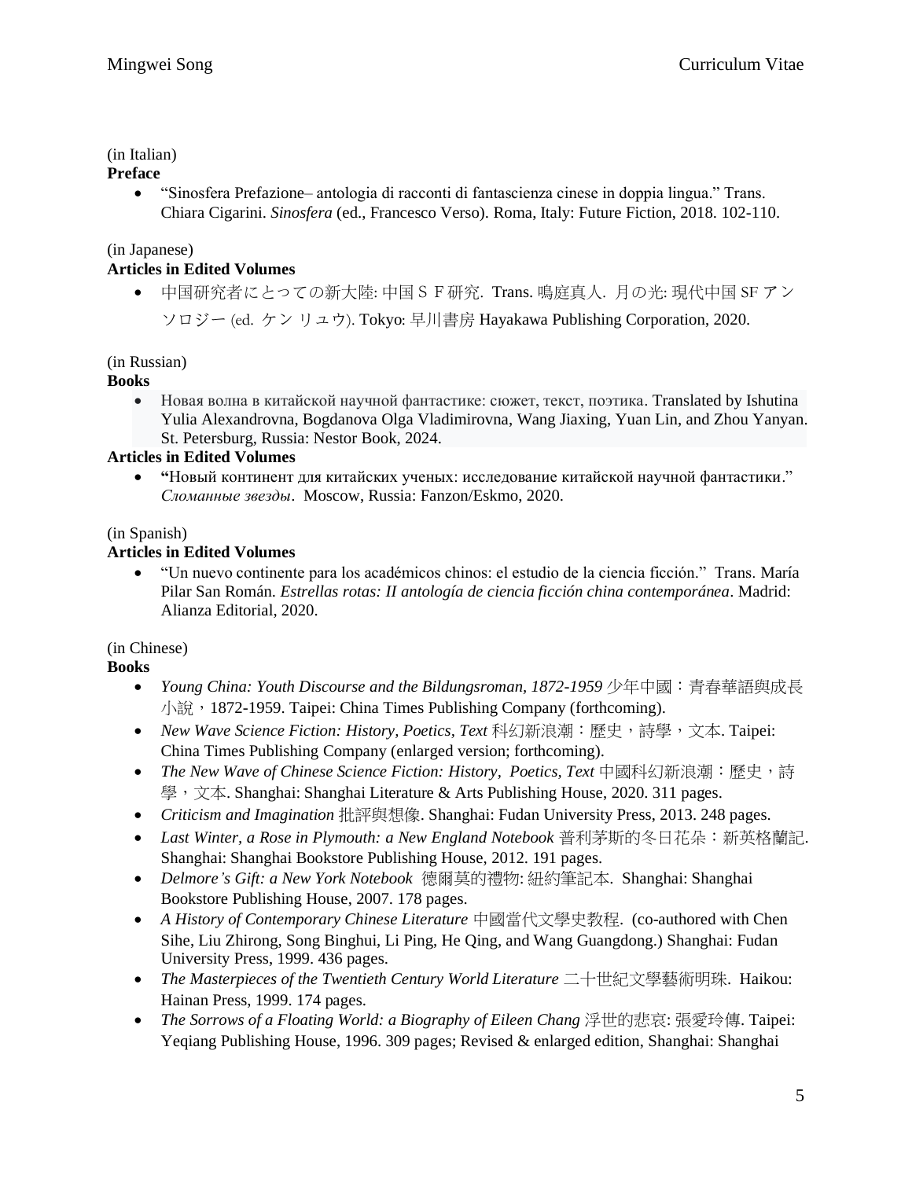(in Italian)

**Preface**

- "Sinosfera Prefazione– antologia di racconti di fantascienza cinese in doppia lingua." Trans. Chiara Cigarini. *Sinosfera* (ed., Francesco Verso). Roma, Italy: Future Fiction, 2018. 102-110.

(in Japanese)

**Articles in Edited Volumes**

- 中国研究者にとっての新大陸: 中国ＳＦ研究. Trans. 鳴庭真人. 月の光: 現代中国 SF アンソロジー (ed. ケン リユウ). Tokyo: 早川書房 Hayakawa Publishing Corporation, 2020.

(in Russian)

**Books**

- Новая волна в китайской научной фантастике: сюжет, текст, поэтика. Translated by Ishutina Yulia Alexandrovna, Bogdanova Olga Vladimirovna, Wang Jiaxing, Yuan Lin, and Zhou Yanyan. St. Petersburg, Russia: Nestor Book, 2024.

**Articles in Edited Volumes**

- **"**Новый континент для китайских ученых: исследование китайской научной фантастики." *Сломанные звезды*. Moscow, Russia: Fanzon/Eskmo, 2020.

(in Spanish)

**Articles in Edited Volumes**

- "Un nuevo continente para los académicos chinos: el estudio de la ciencia ficción." Trans. María Pilar San Román. *Estrellas rotas: II antología de ciencia ficción china contemporánea*. Madrid: Alianza Editorial, 2020.

(in Chinese)

**Books**

- *Young China: Youth Discourse and the Bildungsroman, 1872-1959* 少年中國：青春華語與成長小說，1872-1959. Taipei: China Times Publishing Company (forthcoming).
- *New Wave Science Fiction: History, Poetics, Text* 科幻新浪潮：歷史，詩學，文本. Taipei: China Times Publishing Company (enlarged version; forthcoming).
- *The New Wave of Chinese Science Fiction: History, Poetics, Text* 中國科幻新浪潮：歷史，詩學，文本. Shanghai: Shanghai Literature & Arts Publishing House, 2020. 311 pages.
- *Criticism and Imagination* 批評與想像. Shanghai: Fudan University Press, 2013. 248 pages.
- *Last Winter, a Rose in Plymouth: a New England Notebook* 普利茅斯的冬日花朵：新英格蘭記. Shanghai: Shanghai Bookstore Publishing House, 2012. 191 pages.
- *Delmore's Gift: a New York Notebook* 德爾莫的禮物: 紐約筆記本. Shanghai: Shanghai Bookstore Publishing House, 2007. 178 pages.
- *A History of Contemporary Chinese Literature* 中國當代文學史教程. (co-authored with Chen Sihe, Liu Zhirong, Song Binghui, Li Ping, He Qing, and Wang Guangdong.) Shanghai: Fudan University Press, 1999. 436 pages.
- *The Masterpieces of the Twentieth Century World Literature* 二十世紀文學藝術明珠. Haikou: Hainan Press, 1999. 174 pages.
- *The Sorrows of a Floating World: a Biography of Eileen Chang* 浮世的悲哀: 張愛玲傳. Taipei: Yeqiang Publishing House, 1996. 309 pages; Revised & enlarged edition, Shanghai: Shanghai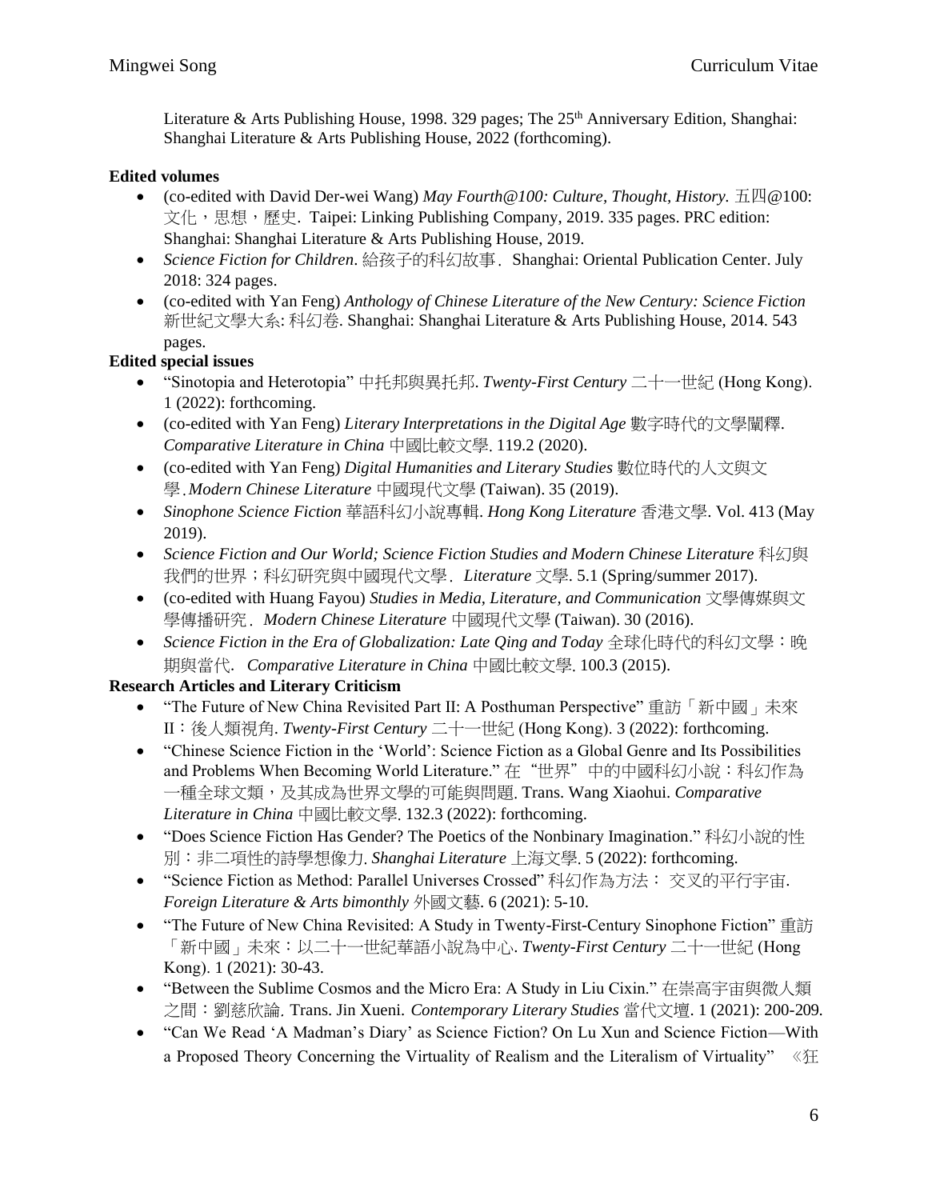Literature & Arts Publishing House, 1998. 329 pages; The 25th Anniversary Edition, Shanghai: Shanghai Literature & Arts Publishing House, 2022 (forthcoming).

**Edited volumes**

- (co-edited with David Der-wei Wang) *May Fourth@100: Culture, Thought, History.* 五四@100: 文化，思想，歷史. Taipei: Linking Publishing Company, 2019. 335 pages. PRC edition: Shanghai: Shanghai Literature & Arts Publishing House, 2019.
- *Science Fiction for Children*. 給孩子的科幻故事． Shanghai: Oriental Publication Center. July 2018: 324 pages.
- (co-edited with Yan Feng) *Anthology of Chinese Literature of the New Century: Science Fiction* 新世紀文學大系: 科幻卷. Shanghai: Shanghai Literature & Arts Publishing House, 2014. 543 pages.

**Edited special issues**

- "Sinotopia and Heterotopia" 中托邦與異托邦. *Twenty-First Century* 二十一世紀 (Hong Kong). 1 (2022): forthcoming.
- (co-edited with Yan Feng) *Literary Interpretations in the Digital Age* 數字時代的文學闡釋. *Comparative Literature in China* 中國比較文學. 119.2 (2020).
- (co-edited with Yan Feng) *Digital Humanities and Literary Studies* 數位時代的人文與文學. *Modern Chinese Literature* 中國現代文學 (Taiwan). 35 (2019).
- *Sinophone Science Fiction* 華語科幻小說專輯. *Hong Kong Literature* 香港文學. Vol. 413 (May 2019).
- *Science Fiction and Our World; Science Fiction Studies and Modern Chinese Literature* 科幻與我們的世界；科幻研究與中國現代文學． *Literature* 文學. 5.1 (Spring/summer 2017).
- (co-edited with Huang Fayou) *Studies in Media, Literature, and Communication* 文學傳媒與文學傳播研究． *Modern Chinese Literature* 中國現代文學 (Taiwan). 30 (2016).
- *Science Fiction in the Era of Globalization: Late Qing and Today* 全球化時代的科幻文學：晚期與當代. *Comparative Literature in China* 中國比較文學. 100.3 (2015).

**Research Articles and Literary Criticism**

- "The Future of New China Revisited Part II: A Posthuman Perspective" 重訪「新中國」未來II：後人類視角. *Twenty-First Century* 二十一世紀 (Hong Kong). 3 (2022): forthcoming.
- "Chinese Science Fiction in the 'World': Science Fiction as a Global Genre and Its Possibilities and Problems When Becoming World Literature." 在"世界"中的中國科幻小說：科幻作為一種全球文類，及其成為世界文學的可能與問題. Trans. Wang Xiaohui. *Comparative Literature in China* 中國比較文學. 132.3 (2022): forthcoming.
- "Does Science Fiction Has Gender? The Poetics of the Nonbinary Imagination." 科幻小說的性別：非二項性的詩學想像力. *Shanghai Literature* 上海文學. 5 (2022): forthcoming.
- "Science Fiction as Method: Parallel Universes Crossed" 科幻作為方法： 交叉的平行宇宙. *Foreign Literature & Arts bimonthly* 外國文藝. 6 (2021): 5-10.
- "The Future of New China Revisited: A Study in Twenty-First-Century Sinophone Fiction" 重訪「新中國」未來：以二十一世紀華語小說為中心. *Twenty-First Century* 二十一世紀 (Hong Kong). 1 (2021): 30-43.
- "Between the Sublime Cosmos and the Micro Era: A Study in Liu Cixin." 在崇高宇宙與微人類之間：劉慈欣論. Trans. Jin Xueni. *Contemporary Literary Studies* 當代文壇. 1 (2021): 200-209.
- "Can We Read 'A Madman's Diary' as Science Fiction? On Lu Xun and Science Fiction—With a Proposed Theory Concerning the Virtuality of Realism and the Literalism of Virtuality" 《狂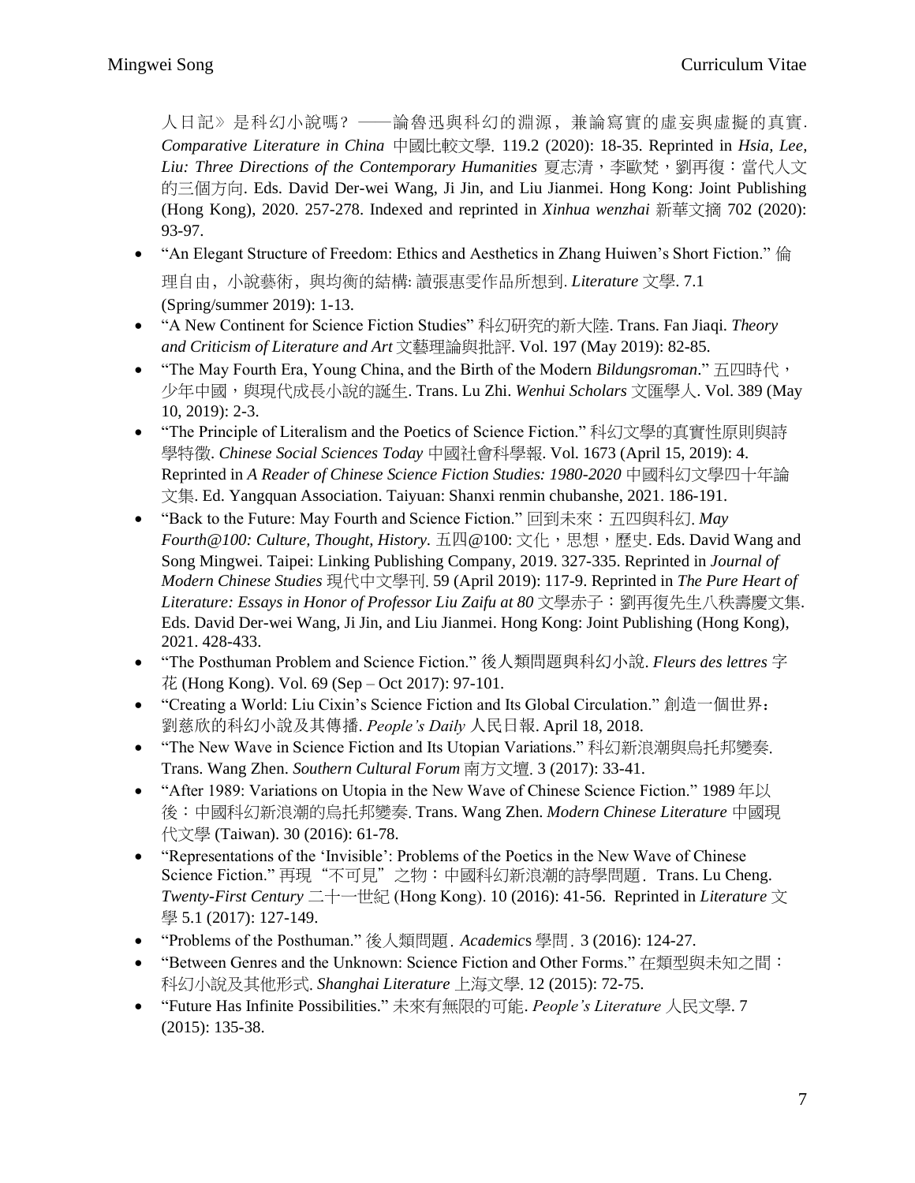人日記》是科幻小說嗎？——論魯迅與科幻的淵源，兼論寫實的虛妄與虛擬的真實. *Comparative Literature in China* 中國比較文學. 119.2 (2020): 18-35. Reprinted in *Hsia, Lee, Liu: Three Directions of the Contemporary Humanities* 夏志清，李歐梵，劉再復：當代人文的三個方向. Eds. David Der-wei Wang, Ji Jin, and Liu Jianmei. Hong Kong: Joint Publishing (Hong Kong), 2020. 257-278. Indexed and reprinted in *Xinhua wenzhai* 新華文摘 702 (2020): 93-97.

- "An Elegant Structure of Freedom: Ethics and Aesthetics in Zhang Huiwen's Short Fiction." 倫理自由，小說藝術，與均衡的結構: 讀張惠雯作品所想到. *Literature* 文學. 7.1 (Spring/summer 2019): 1-13.
- "A New Continent for Science Fiction Studies" 科幻研究的新大陸. Trans. Fan Jiaqi. *Theory and Criticism of Literature and Art* 文藝理論與批評. Vol. 197 (May 2019): 82-85.
- "The May Fourth Era, Young China, and the Birth of the Modern *Bildungsroman*." 五四時代，少年中國，與現代成長小說的誕生. Trans. Lu Zhi. *Wenhui Scholars* 文匯學人. Vol. 389 (May 10, 2019): 2-3.
- "The Principle of Literalism and the Poetics of Science Fiction." 科幻文學的真實性原則與詩學特徵. *Chinese Social Sciences Today* 中國社會科學報. Vol. 1673 (April 15, 2019): 4. Reprinted in *A Reader of Chinese Science Fiction Studies: 1980-2020* 中國科幻文學四十年論文集. Ed. Yangquan Association. Taiyuan: Shanxi renmin chubanshe, 2021. 186-191.
- "Back to the Future: May Fourth and Science Fiction." 回到未來：五四與科幻. *May Fourth@100: Culture, Thought, History.* 五四@100: 文化，思想，歷史. Eds. David Wang and Song Mingwei. Taipei: Linking Publishing Company, 2019. 327-335. Reprinted in *Journal of Modern Chinese Studies* 現代中文學刊. 59 (April 2019): 117-9. Reprinted in *The Pure Heart of Literature: Essays in Honor of Professor Liu Zaifu at 80* 文學赤子：劉再復先生八秩壽慶文集. Eds. David Der-wei Wang, Ji Jin, and Liu Jianmei. Hong Kong: Joint Publishing (Hong Kong), 2021. 428-433.
- "The Posthuman Problem and Science Fiction." 後人類問題與科幻小說. *Fleurs des lettres* 字花 (Hong Kong). Vol. 69 (Sep – Oct 2017): 97-101.
- "Creating a World: Liu Cixin's Science Fiction and Its Global Circulation." 創造一個世界：劉慈欣的科幻小說及其傳播. *People's Daily* 人民日報. April 18, 2018.
- "The New Wave in Science Fiction and Its Utopian Variations." 科幻新浪潮與烏托邦變奏. Trans. Wang Zhen. *Southern Cultural Forum* 南方文壇. 3 (2017): 33-41.
- "After 1989: Variations on Utopia in the New Wave of Chinese Science Fiction." 1989 年以後：中國科幻新浪潮的烏托邦變奏. Trans. Wang Zhen. *Modern Chinese Literature* 中國現代文學 (Taiwan). 30 (2016): 61-78.
- "Representations of the 'Invisible': Problems of the Poetics in the New Wave of Chinese Science Fiction." 再現"不可見"之物：中國科幻新浪潮的詩學問題. Trans. Lu Cheng. *Twenty-First Century* 二十一世紀 (Hong Kong). 10 (2016): 41-56. Reprinted in *Literature* 文學 5.1 (2017): 127-149.
- "Problems of the Posthuman." 後人類問題. *Academics* 學問. 3 (2016): 124-27.
- "Between Genres and the Unknown: Science Fiction and Other Forms." 在類型與未知之間：科幻小說及其他形式. *Shanghai Literature* 上海文學. 12 (2015): 72-75.
- "Future Has Infinite Possibilities." 未來有無限的可能. *People's Literature* 人民文學. 7 (2015): 135-38.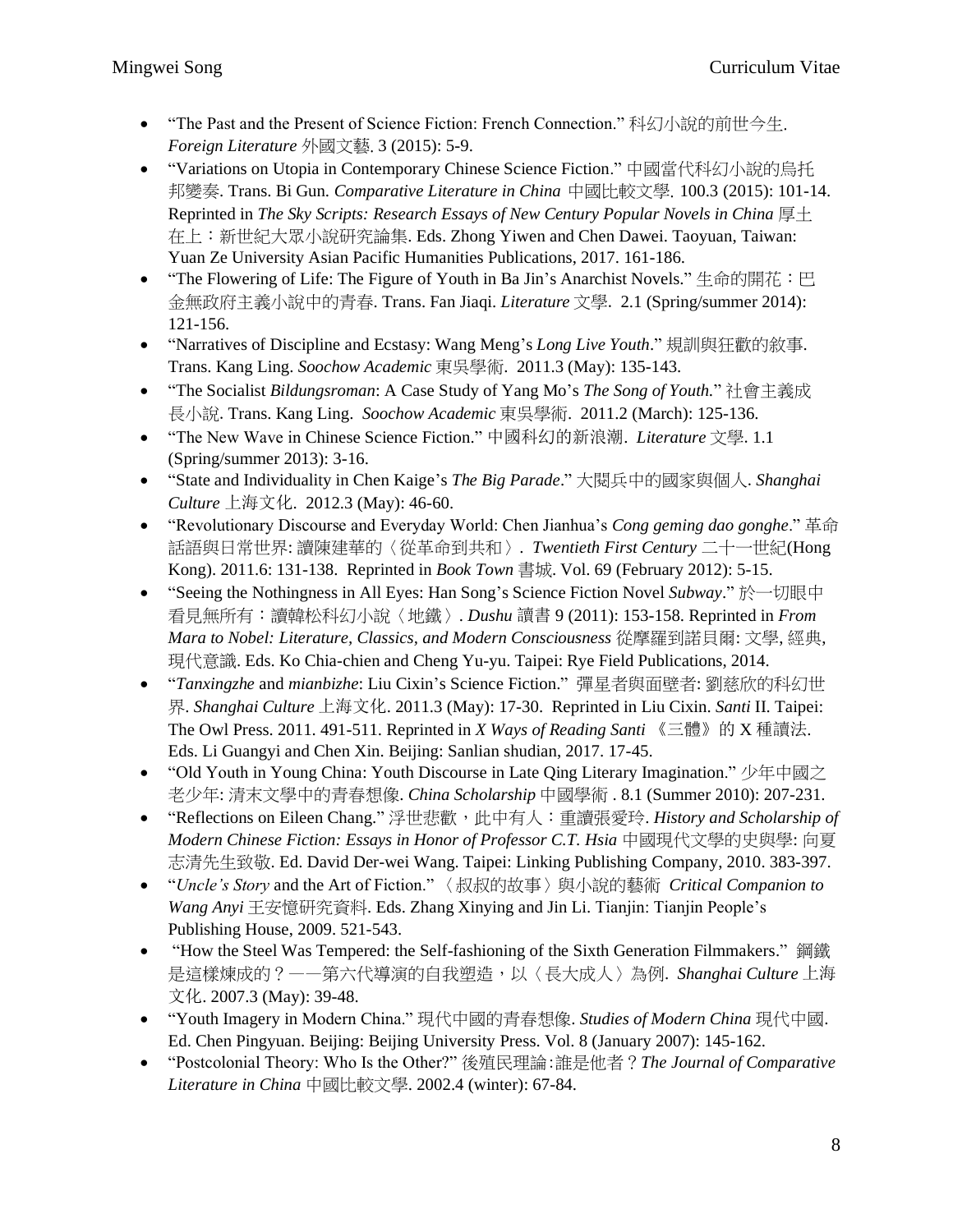- "The Past and the Present of Science Fiction: French Connection." 科幻小說的前世今生. *Foreign Literature* 外國文藝. 3 (2015): 5-9.
- "Variations on Utopia in Contemporary Chinese Science Fiction." 中國當代科幻小說的烏托邦變奏. Trans. Bi Gun. *Comparative Literature in China* 中國比較文學. 100.3 (2015): 101-14. Reprinted in *The Sky Scripts: Research Essays of New Century Popular Novels in China* 厚土在上：新世紀大眾小說研究論集. Eds. Zhong Yiwen and Chen Dawei. Taoyuan, Taiwan: Yuan Ze University Asian Pacific Humanities Publications, 2017. 161-186.
- "The Flowering of Life: The Figure of Youth in Ba Jin's Anarchist Novels." 生命的開花：巴金無政府主義小說中的青春. Trans. Fan Jiaqi. *Literature* 文學. 2.1 (Spring/summer 2014): 121-156.
- "Narratives of Discipline and Ecstasy: Wang Meng's *Long Live Youth*." 規訓與狂歡的敘事. Trans. Kang Ling. *Soochow Academic* 東吳學術. 2011.3 (May): 135-143.
- "The Socialist *Bildungsroman*: A Case Study of Yang Mo's *The Song of Youth.*" 社會主義成長小說. Trans. Kang Ling. *Soochow Academic* 東吳學術. 2011.2 (March): 125-136.
- "The New Wave in Chinese Science Fiction." 中國科幻的新浪潮. *Literature* 文學. 1.1 (Spring/summer 2013): 3-16.
- "State and Individuality in Chen Kaige's *The Big Parade*." 大閱兵中的國家與個人. *Shanghai Culture* 上海文化. 2012.3 (May): 46-60.
- "Revolutionary Discourse and Everyday World: Chen Jianhua's *Cong geming dao gonghe*." 革命話語與日常世界: 讀陳建華的〈從革命到共和〉. *Twentieth First Century* 二十一世紀(Hong Kong). 2011.6: 131-138. Reprinted in *Book Town* 書城. Vol. 69 (February 2012): 5-15.
- "Seeing the Nothingness in All Eyes: Han Song's Science Fiction Novel *Subway*." 於一切眼中看見無所有：讀韓松科幻小說〈地鐵〉. *Dushu* 讀書 9 (2011): 153-158. Reprinted in *From Mara to Nobel: Literature, Classics, and Modern Consciousness* 從摩羅到諾貝爾: 文學, 經典, 現代意識. Eds. Ko Chia-chien and Cheng Yu-yu. Taipei: Rye Field Publications, 2014.
- "*Tanxingzhe* and *mianbizhe*: Liu Cixin's Science Fiction." 彈星者與面壁者: 劉慈欣的科幻世界. *Shanghai Culture* 上海文化. 2011.3 (May): 17-30. Reprinted in Liu Cixin. *Santi* II. Taipei: The Owl Press. 2011. 491-511. Reprinted in *X Ways of Reading Santi* 《三體》的 X 種讀法. Eds. Li Guangyi and Chen Xin. Beijing: Sanlian shudian, 2017. 17-45.
- "Old Youth in Young China: Youth Discourse in Late Qing Literary Imagination." 少年中國之老少年: 清末文學中的青春想像. *China Scholarship* 中國學術 . 8.1 (Summer 2010): 207-231.
- "Reflections on Eileen Chang." 浮世悲歡，此中有人：重讀張愛玲. *History and Scholarship of Modern Chinese Fiction: Essays in Honor of Professor C.T. Hsia* 中國現代文學的史與學: 向夏志清先生致敬. Ed. David Der-wei Wang. Taipei: Linking Publishing Company, 2010. 383-397.
- "*Uncle's Story* and the Art of Fiction." 〈叔叔的故事〉與小說的藝術 *Critical Companion to Wang Anyi* 王安憶研究資料. Eds. Zhang Xinying and Jin Li. Tianjin: Tianjin People's Publishing House, 2009. 521-543.
- "How the Steel Was Tempered: the Self-fashioning of the Sixth Generation Filmmakers." 鋼鐵是這樣煉成的？——第六代導演的自我塑造，以〈長大成人〉為例. *Shanghai Culture* 上海文化. 2007.3 (May): 39-48.
- "Youth Imagery in Modern China." 現代中國的青春想像. *Studies of Modern China* 現代中國. Ed. Chen Pingyuan. Beijing: Beijing University Press. Vol. 8 (January 2007): 145-162.
- "Postcolonial Theory: Who Is the Other?" 後殖民理論:誰是他者？*The Journal of Comparative Literature in China* 中國比較文學. 2002.4 (winter): 67-84.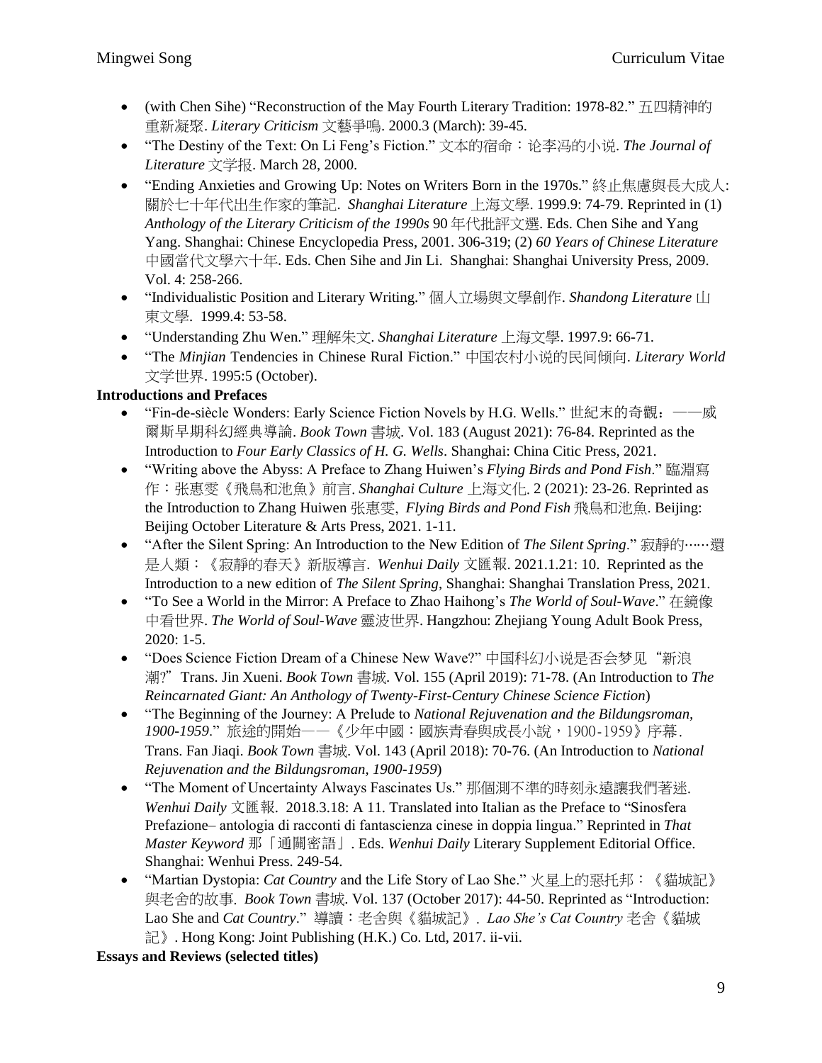- (with Chen Sihe) "Reconstruction of the May Fourth Literary Tradition: 1978-82." 五四精神的重新凝聚. *Literary Criticism* 文藝爭鳴. 2000.3 (March): 39-45.
- "The Destiny of the Text: On Li Feng's Fiction." 文本的宿命：论李冯的小说. *The Journal of Literature* 文学报. March 28, 2000.
- "Ending Anxieties and Growing Up: Notes on Writers Born in the 1970s." 終止焦慮與長大成人: 關於七十年代出生作家的筆記. *Shanghai Literature* 上海文學. 1999.9: 74-79. Reprinted in (1) *Anthology of the Literary Criticism of the 1990s* 90 年代批評文選. Eds. Chen Sihe and Yang Yang. Shanghai: Chinese Encyclopedia Press, 2001. 306-319; (2) *60 Years of Chinese Literature* 中國當代文學六十年. Eds. Chen Sihe and Jin Li. Shanghai: Shanghai University Press, 2009. Vol. 4: 258-266.
- "Individualistic Position and Literary Writing." 個人立場與文學創作. *Shandong Literature* 山東文學. 1999.4: 53-58.
- "Understanding Zhu Wen." 理解朱文. *Shanghai Literature* 上海文學. 1997.9: 66-71.
- "The *Minjian* Tendencies in Chinese Rural Fiction." 中国农村小说的民间倾向. *Literary World* 文学世界. 1995:5 (October).

**Introductions and Prefaces**

- "Fin-de-siècle Wonders: Early Science Fiction Novels by H.G. Wells." 世紀末的奇觀：——威爾斯早期科幻經典導論. *Book Town* 書城. Vol. 183 (August 2021): 76-84. Reprinted as the Introduction to *Four Early Classics of H. G. Wells*. Shanghai: China Citic Press, 2021.
- "Writing above the Abyss: A Preface to Zhang Huiwen's *Flying Birds and Pond Fish*." 臨淵寫作：张惠雯《飛鳥和池魚》前言. *Shanghai Culture* 上海文化. 2 (2021): 23-26. Reprinted as the Introduction to Zhang Huiwen 张惠雯, *Flying Birds and Pond Fish* 飛鳥和池魚. Beijing: Beijing October Literature & Arts Press, 2021. 1-11.
- "After the Silent Spring: An Introduction to the New Edition of *The Silent Spring*." 寂靜的……還是人類：《寂靜的春天》新版導言. *Wenhui Daily* 文匯報. 2021.1.21: 10. Reprinted as the Introduction to a new edition of *The Silent Spring*, Shanghai: Shanghai Translation Press, 2021.
- "To See a World in the Mirror: A Preface to Zhao Haihong's *The World of Soul-Wave*." 在鏡像中看世界. *The World of Soul-Wave* 靈波世界. Hangzhou: Zhejiang Young Adult Book Press, 2020: 1-5.
- "Does Science Fiction Dream of a Chinese New Wave?" 中国科幻小说是否会梦见"新浪潮?" Trans. Jin Xueni. *Book Town* 書城. Vol. 155 (April 2019): 71-78. (An Introduction to *The Reincarnated Giant: An Anthology of Twenty-First-Century Chinese Science Fiction*)
- "The Beginning of the Journey: A Prelude to *National Rejuvenation and the Bildungsroman, 1900-1959*." 旅途的開始——《少年中國：國族青春與成長小說，1900-1959》序幕. Trans. Fan Jiaqi. *Book Town* 書城. Vol. 143 (April 2018): 70-76. (An Introduction to *National Rejuvenation and the Bildungsroman, 1900-1959*)
- "The Moment of Uncertainty Always Fascinates Us." 那個測不準的時刻永遠讓我們著迷. *Wenhui Daily* 文匯報. 2018.3.18: A 11. Translated into Italian as the Preface to "Sinosfera Prefazione– antologia di racconti di fantascienza cinese in doppia lingua." Reprinted in *That Master Keyword* 那「通關密語」. Eds. *Wenhui Daily* Literary Supplement Editorial Office. Shanghai: Wenhui Press. 249-54.
- "Martian Dystopia: *Cat Country* and the Life Story of Lao She." 火星上的惡托邦：《貓城記》與老舍的故事. *Book Town* 書城. Vol. 137 (October 2017): 44-50. Reprinted as "Introduction: Lao She and *Cat Country*." 導讀：老舍與《貓城記》. *Lao She's Cat Country* 老舍《貓城記》. Hong Kong: Joint Publishing (H.K.) Co. Ltd, 2017. ii-vii.

**Essays and Reviews (selected titles)**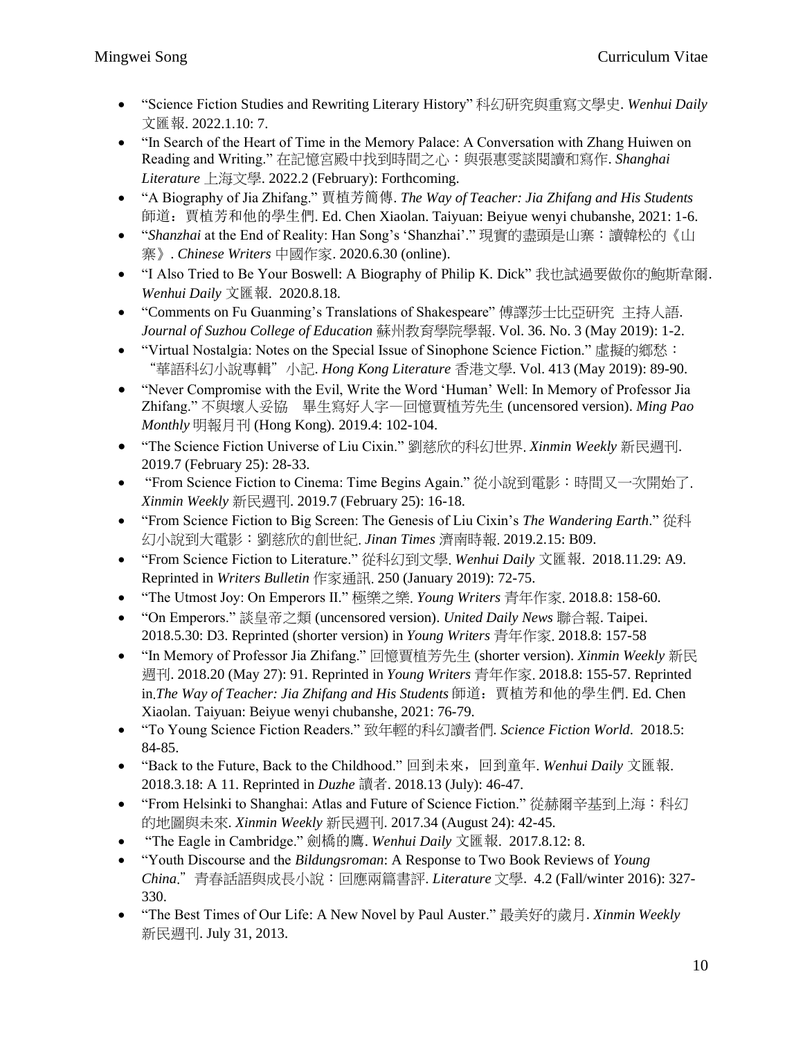- "Science Fiction Studies and Rewriting Literary History" 科幻研究與重寫文學史. *Wenhui Daily* 文匯報. 2022.1.10: 7.
- "In Search of the Heart of Time in the Memory Palace: A Conversation with Zhang Huiwen on Reading and Writing." 在記憶宮殿中找到時間之心：與張惠雯談閱讀和寫作. *Shanghai Literature* 上海文學. 2022.2 (February): Forthcoming.
- "A Biography of Jia Zhifang." 賈植芳簡傳. *The Way of Teacher: Jia Zhifang and His Students* 師道：賈植芳和他的學生們. Ed. Chen Xiaolan. Taiyuan: Beiyue wenyi chubanshe, 2021: 1-6.
- "*Shanzhai* at the End of Reality: Han Song's 'Shanzhai'." 現實的盡頭是山寨：讀韓松的《山寨》. *Chinese Writers* 中國作家. 2020.6.30 (online).
- "I Also Tried to Be Your Boswell: A Biography of Philip K. Dick" 我也試過要做你的鮑斯韋爾. *Wenhui Daily* 文匯報. 2020.8.18.
- "Comments on Fu Guanming's Translations of Shakespeare" 傅譯莎士比亞研究 主持人語. *Journal of Suzhou College of Education* 蘇州教育學院學報. Vol. 36. No. 3 (May 2019): 1-2.
- "Virtual Nostalgia: Notes on the Special Issue of Sinophone Science Fiction." 虛擬的鄉愁："華語科幻小說專輯"小記. *Hong Kong Literature* 香港文學. Vol. 413 (May 2019): 89-90.
- "Never Compromise with the Evil, Write the Word 'Human' Well: In Memory of Professor Jia Zhifang." 不與壞人妥協 畢生寫好人字—回憶賈植芳先生 (uncensored version). *Ming Pao Monthly* 明報月刊 (Hong Kong). 2019.4: 102-104.
- "The Science Fiction Universe of Liu Cixin." 劉慈欣的科幻世界. *Xinmin Weekly* 新民週刊. 2019.7 (February 25): 28-33.
- "From Science Fiction to Cinema: Time Begins Again." 從小說到電影：時間又一次開始了. *Xinmin Weekly* 新民週刊. 2019.7 (February 25): 16-18.
- "From Science Fiction to Big Screen: The Genesis of Liu Cixin's *The Wandering Earth*." 從科幻小說到大電影：劉慈欣的創世紀. *Jinan Times* 濟南時報. 2019.2.15: B09.
- "From Science Fiction to Literature." 從科幻到文學. *Wenhui Daily* 文匯報. 2018.11.29: A9. Reprinted in *Writers Bulletin* 作家通訊. 250 (January 2019): 72-75.
- "The Utmost Joy: On Emperors II." 極樂之樂. *Young Writers* 青年作家. 2018.8: 158-60.
- "On Emperors." 談皇帝之類 (uncensored version). *United Daily News* 聯合報. Taipei. 2018.5.30: D3. Reprinted (shorter version) in *Young Writers* 青年作家. 2018.8: 157-58
- "In Memory of Professor Jia Zhifang." 回憶賈植芳先生 (shorter version). *Xinmin Weekly* 新民週刊. 2018.20 (May 27): 91. Reprinted in *Young Writers* 青年作家. 2018.8: 155-57. Reprinted in *The Way of Teacher: Jia Zhifang and His Students* 師道：賈植芳和他的學生們. Ed. Chen Xiaolan. Taiyuan: Beiyue wenyi chubanshe, 2021: 76-79.
- "To Young Science Fiction Readers." 致年輕的科幻讀者們. *Science Fiction World*. 2018.5: 84-85.
- "Back to the Future, Back to the Childhood." 回到未來，回到童年. *Wenhui Daily* 文匯報. 2018.3.18: A 11. Reprinted in *Duzhe* 讀者. 2018.13 (July): 46-47.
- "From Helsinki to Shanghai: Atlas and Future of Science Fiction." 從赫爾辛基到上海：科幻的地圖與未來. *Xinmin Weekly* 新民週刊. 2017.34 (August 24): 42-45.
- "The Eagle in Cambridge." 劍橋的鷹. *Wenhui Daily* 文匯報. 2017.8.12: 8.
- "Youth Discourse and the *Bildungsroman*: A Response to Two Book Reviews of *Young China*." 青春話語與成長小說：回應兩篇書評. *Literature* 文學. 4.2 (Fall/winter 2016): 327-330.
- "The Best Times of Our Life: A New Novel by Paul Auster." 最美好的歲月. *Xinmin Weekly* 新民週刊. July 31, 2013.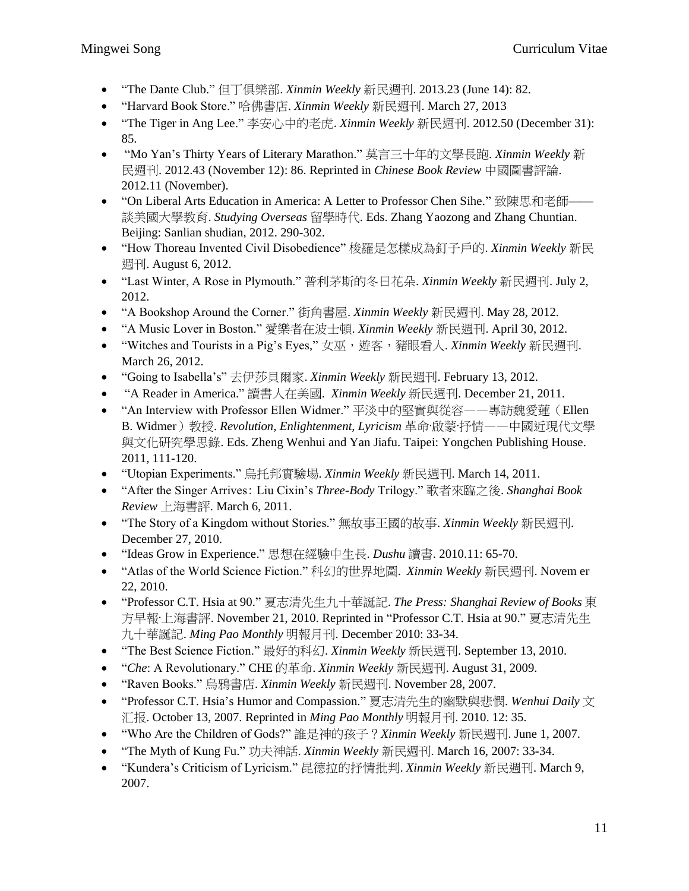- "The Dante Club." 但丁俱樂部. *Xinmin Weekly* 新民週刊. 2013.23 (June 14): 82.
- "Harvard Book Store." 哈佛書店. *Xinmin Weekly* 新民週刊. March 27, 2013
- "The Tiger in Ang Lee." 李安心中的老虎. *Xinmin Weekly* 新民週刊. 2012.50 (December 31): 85.
- "Mo Yan's Thirty Years of Literary Marathon." 莫言三十年的文學長跑. *Xinmin Weekly* 新民週刊. 2012.43 (November 12): 86. Reprinted in *Chinese Book Review* 中國圖書評論. 2012.11 (November).
- "On Liberal Arts Education in America: A Letter to Professor Chen Sihe." 致陳思和老師——談美國大學教育. *Studying Overseas* 留學時代. Eds. Zhang Yaozong and Zhang Chuntian. Beijing: Sanlian shudian, 2012. 290-302.
- "How Thoreau Invented Civil Disobedience" 梭羅是怎樣成為釘子戶的. *Xinmin Weekly* 新民週刊. August 6, 2012.
- "Last Winter, A Rose in Plymouth." 普利茅斯的冬日花朵. *Xinmin Weekly* 新民週刊. July 2, 2012.
- "A Bookshop Around the Corner." 街角書屋. *Xinmin Weekly* 新民週刊. May 28, 2012.
- "A Music Lover in Boston." 愛樂者在波士頓. *Xinmin Weekly* 新民週刊. April 30, 2012.
- "Witches and Tourists in a Pig's Eyes," 女巫，遊客，豬眼看人. *Xinmin Weekly* 新民週刊. March 26, 2012.
- "Going to Isabella's" 去伊莎貝爾家. *Xinmin Weekly* 新民週刊. February 13, 2012.
- "A Reader in America." 讀書人在美國. *Xinmin Weekly* 新民週刊. December 21, 2011.
- "An Interview with Professor Ellen Widmer." 平淡中的堅實與從容——專訪魏愛蓮（Ellen B. Widmer）教授. *Revolution, Enlightenment, Lyricism* 革命·啟蒙·抒情——中國近現代文學與文化研究學思錄. Eds. Zheng Wenhui and Yan Jiafu. Taipei: Yongchen Publishing House. 2011, 111-120.
- "Utopian Experiments." 烏托邦實驗場. *Xinmin Weekly* 新民週刊. March 14, 2011.
- "After the Singer Arrives: Liu Cixin's *Three-Body* Trilogy." 歌者來臨之後. *Shanghai Book Review* 上海書評. March 6, 2011.
- "The Story of a Kingdom without Stories." 無故事王國的故事. *Xinmin Weekly* 新民週刊. December 27, 2010.
- "Ideas Grow in Experience." 思想在經驗中生長. *Dushu* 讀書. 2010.11: 65-70.
- "Atlas of the World Science Fiction." 科幻的世界地圖. *Xinmin Weekly* 新民週刊. Novem er 22, 2010.
- "Professor C.T. Hsia at 90." 夏志清先生九十華誕記. *The Press: Shanghai Review of Books* 東方早報·上海書評. November 21, 2010. Reprinted in "Professor C.T. Hsia at 90." 夏志清先生九十華誕記. *Ming Pao Monthly* 明報月刊. December 2010: 33-34.
- "The Best Science Fiction." 最好的科幻. *Xinmin Weekly* 新民週刊. September 13, 2010.
- "*Che*: A Revolutionary." CHE 的革命. *Xinmin Weekly* 新民週刊. August 31, 2009.
- "Raven Books." 烏鴉書店. *Xinmin Weekly* 新民週刊. November 28, 2007.
- "Professor C.T. Hsia's Humor and Compassion." 夏志清先生的幽默與悲憫. *Wenhui Daily* 文汇报. October 13, 2007. Reprinted in *Ming Pao Monthly* 明報月刊. 2010. 12: 35.
- "Who Are the Children of Gods?" 誰是神的孩子？*Xinmin Weekly* 新民週刊. June 1, 2007.
- "The Myth of Kung Fu." 功夫神話. *Xinmin Weekly* 新民週刊. March 16, 2007: 33-34.
- "Kundera's Criticism of Lyricism." 昆德拉的抒情批判. *Xinmin Weekly* 新民週刊. March 9, 2007.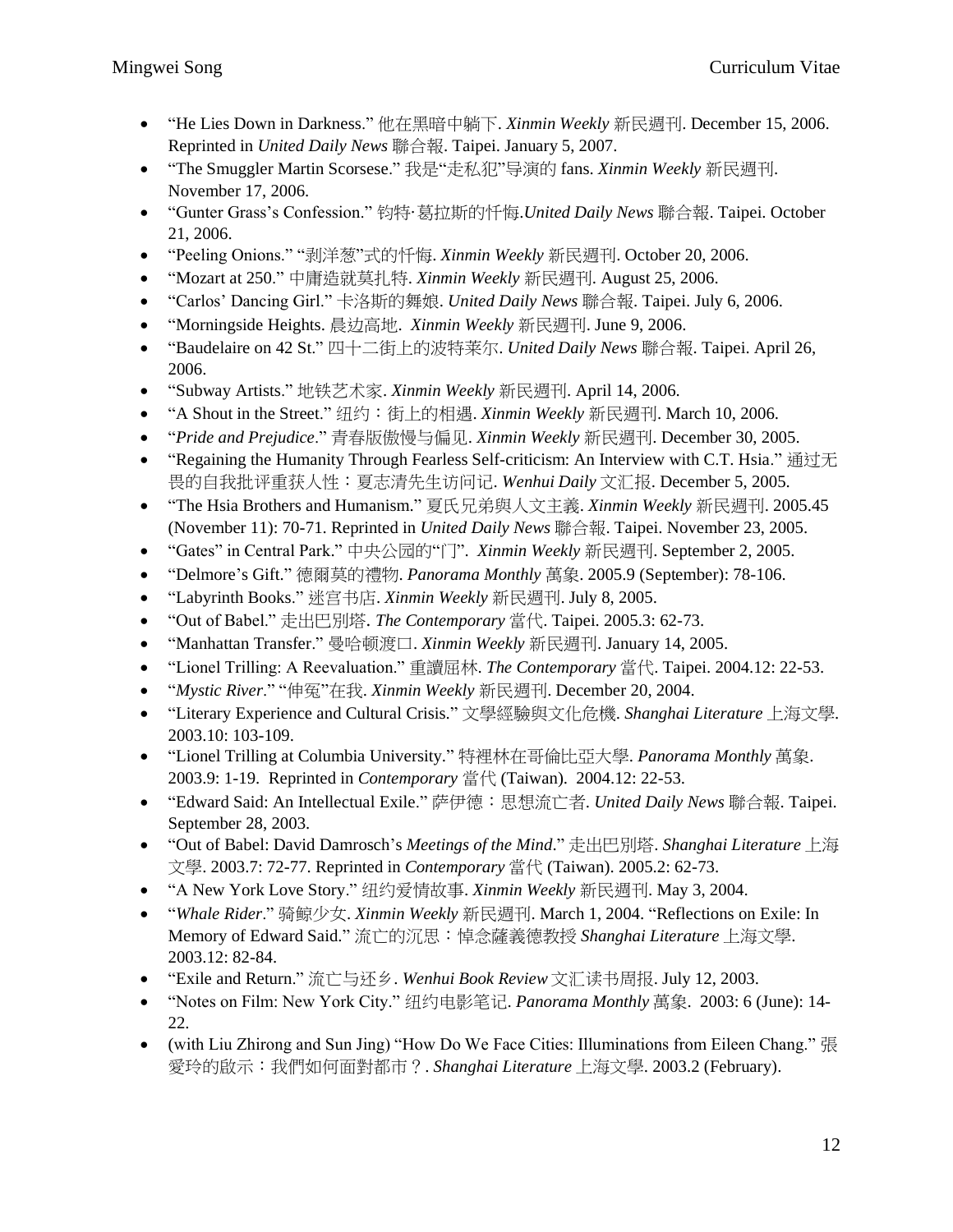- "He Lies Down in Darkness." 他在黑暗中躺下. *Xinmin Weekly* 新民週刊. December 15, 2006. Reprinted in *United Daily News* 聯合報. Taipei. January 5, 2007.
- "The Smuggler Martin Scorsese." 我是"走私犯"导演的 fans. *Xinmin Weekly* 新民週刊. November 17, 2006.
- "Gunter Grass's Confession." 钧特·葛拉斯的忏悔.*United Daily News* 聯合報. Taipei. October 21, 2006.
- "Peeling Onions." "剥洋葱"式的忏悔. *Xinmin Weekly* 新民週刊. October 20, 2006.
- "Mozart at 250." 中庸造就莫扎特. *Xinmin Weekly* 新民週刊. August 25, 2006.
- "Carlos' Dancing Girl." 卡洛斯的舞娘. *United Daily News* 聯合報. Taipei. July 6, 2006.
- "Morningside Heights. 晨边高地. *Xinmin Weekly* 新民週刊. June 9, 2006.
- "Baudelaire on 42 St." 四十二街上的波特莱尔. *United Daily News* 聯合報. Taipei. April 26, 2006.
- "Subway Artists." 地铁艺术家. *Xinmin Weekly* 新民週刊. April 14, 2006.
- "A Shout in the Street." 纽约：街上的相遇. *Xinmin Weekly* 新民週刊. March 10, 2006.
- "*Pride and Prejudice*." 青春版傲慢与偏见. *Xinmin Weekly* 新民週刊. December 30, 2005.
- "Regaining the Humanity Through Fearless Self-criticism: An Interview with C.T. Hsia." 通过无畏的自我批评重获人性：夏志清先生访问记. *Wenhui Daily* 文汇报. December 5, 2005.
- "The Hsia Brothers and Humanism." 夏氏兄弟與人文主義. *Xinmin Weekly* 新民週刊. 2005.45 (November 11): 70-71. Reprinted in *United Daily News* 聯合報. Taipei. November 23, 2005.
- "Gates" in Central Park." 中央公园的"门". *Xinmin Weekly* 新民週刊. September 2, 2005.
- "Delmore's Gift." 德爾莫的禮物. *Panorama Monthly* 萬象. 2005.9 (September): 78-106.
- "Labyrinth Books." 迷宫书店. *Xinmin Weekly* 新民週刊. July 8, 2005.
- "Out of Babel." 走出巴別塔. *The Contemporary* 當代. Taipei. 2005.3: 62-73.
- "Manhattan Transfer." 曼哈顿渡口. *Xinmin Weekly* 新民週刊. January 14, 2005.
- "Lionel Trilling: A Reevaluation." 重讀屈林. *The Contemporary* 當代. Taipei. 2004.12: 22-53.
- "*Mystic River*." "伸冤"在我. *Xinmin Weekly* 新民週刊. December 20, 2004.
- "Literary Experience and Cultural Crisis." 文學經驗與文化危機. *Shanghai Literature* 上海文學. 2003.10: 103-109.
- "Lionel Trilling at Columbia University." 特裡林在哥倫比亞大學. *Panorama Monthly* 萬象. 2003.9: 1-19. Reprinted in *Contemporary* 當代 (Taiwan). 2004.12: 22-53.
- "Edward Said: An Intellectual Exile." 萨伊德：思想流亡者. *United Daily News* 聯合報. Taipei. September 28, 2003.
- "Out of Babel: David Damrosch's *Meetings of the Mind*." 走出巴別塔. *Shanghai Literature* 上海文學. 2003.7: 72-77. Reprinted in *Contemporary* 當代 (Taiwan). 2005.2: 62-73.
- "A New York Love Story." 纽约爱情故事. *Xinmin Weekly* 新民週刊. May 3, 2004.
- "*Whale Rider*." 骑鲸少女. *Xinmin Weekly* 新民週刊. March 1, 2004. "Reflections on Exile: In Memory of Edward Said." 流亡的沉思：悼念薩義德教授 *Shanghai Literature* 上海文學. 2003.12: 82-84.
- "Exile and Return." 流亡与还乡. *Wenhui Book Review* 文汇读书周报. July 12, 2003.
- "Notes on Film: New York City." 纽约电影笔记. *Panorama Monthly* 萬象. 2003: 6 (June): 14-22.
- (with Liu Zhirong and Sun Jing) "How Do We Face Cities: Illuminations from Eileen Chang." 張愛玲的啟示：我們如何面對都市？. *Shanghai Literature* 上海文學. 2003.2 (February).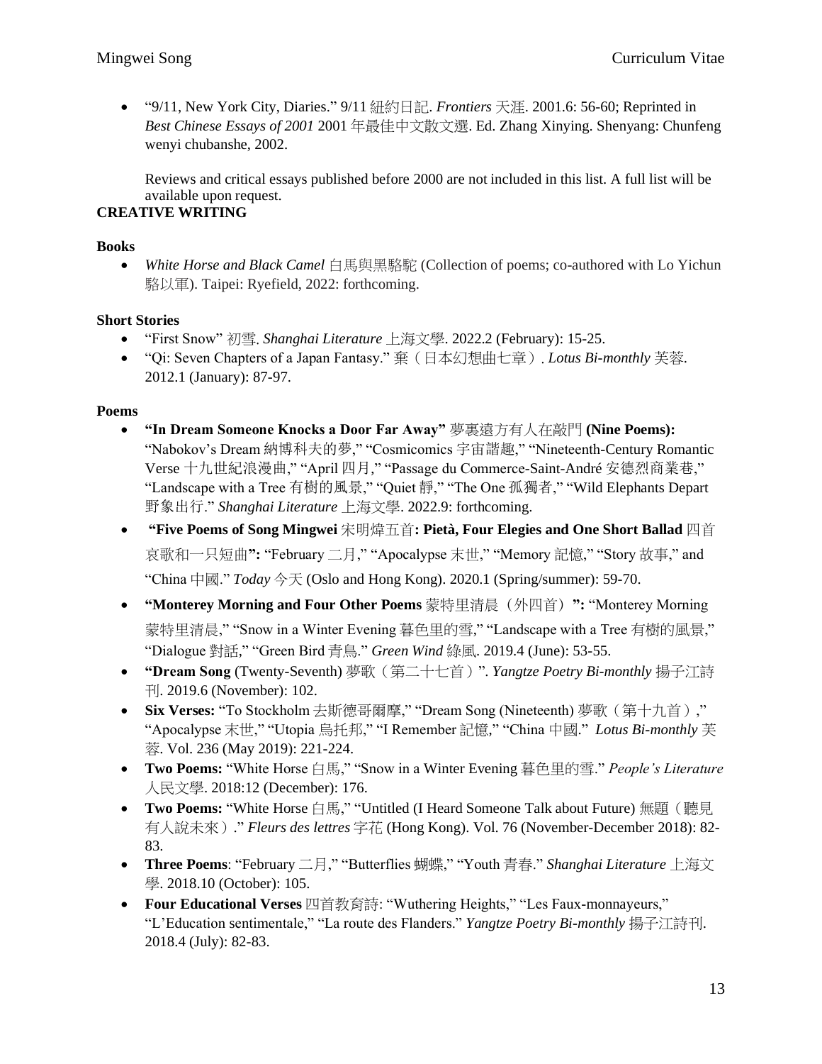- "9/11, New York City, Diaries." 9/11 紐約日記. *Frontiers* 天涯. 2001.6: 56-60; Reprinted in *Best Chinese Essays of 2001* 2001 年最佳中文散文選. Ed. Zhang Xinying. Shenyang: Chunfeng wenyi chubanshe, 2002.

  Reviews and critical essays published before 2000 are not included in this list. A full list will be available upon request.

**CREATIVE WRITING**

**Books**

- *White Horse and Black Camel* 白馬與黑駱駝 (Collection of poems; co-authored with Lo Yichun 駱以軍). Taipei: Ryefield, 2022: forthcoming.

**Short Stories**

- "First Snow" 初雪. *Shanghai Literature* 上海文學. 2022.2 (February): 15-25.
- "Qi: Seven Chapters of a Japan Fantasy." 棄（日本幻想曲七章）. *Lotus Bi-monthly* 芙蓉. 2012.1 (January): 87-97.

**Poems**

- **"In Dream Someone Knocks a Door Far Away"** 夢裏遠方有人在敲門 **(Nine Poems):** "Nabokov's Dream 納博科夫的夢," "Cosmicomics 宇宙諧趣," "Nineteenth-Century Romantic Verse 十九世紀浪漫曲," "April 四月," "Passage du Commerce-Saint-André 安德烈商業巷," "Landscape with a Tree 有樹的風景," "Quiet 靜," "The One 孤獨者," "Wild Elephants Depart 野象出行." *Shanghai Literature* 上海文學. 2022.9: forthcoming.
- **"Five Poems of Song Mingwei** 宋明煒五首**: Pietà, Four Elegies and One Short Ballad** 四首哀歌和一只短曲**":** "February 二月," "Apocalypse 末世," "Memory 記憶," "Story 故事," and "China 中國." *Today* 今天 (Oslo and Hong Kong). 2020.1 (Spring/summer): 59-70.
- **"Monterey Morning and Four Other Poems** 蒙特里清晨（外四首）**":** "Monterey Morning 蒙特里清晨," "Snow in a Winter Evening 暮色里的雪," "Landscape with a Tree 有樹的風景," "Dialogue 對話," "Green Bird 青鳥." *Green Wind* 綠風. 2019.4 (June): 53-55.
- **"Dream Song** (Twenty-Seventh) 夢歌（第二十七首）". *Yangtze Poetry Bi-monthly* 揚子江詩刊. 2019.6 (November): 102.
- **Six Verses:** "To Stockholm 去斯德哥爾摩," "Dream Song (Nineteenth) 夢歌（第十九首）," "Apocalypse 末世," "Utopia 烏托邦," "I Remember 記憶," "China 中國." *Lotus Bi-monthly* 芙蓉. Vol. 236 (May 2019): 221-224.
- **Two Poems:** "White Horse 白馬," "Snow in a Winter Evening 暮色里的雪." *People's Literature* 人民文學. 2018:12 (December): 176.
- **Two Poems:** "White Horse 白馬," "Untitled (I Heard Someone Talk about Future) 無題（聽見有人說未來）." *Fleurs des lettres* 字花 (Hong Kong). Vol. 76 (November-December 2018): 82-83.
- **Three Poems**: "February 二月," "Butterflies 蝴蝶," "Youth 青春." *Shanghai Literature* 上海文學. 2018.10 (October): 105.
- **Four Educational Verses** 四首教育詩: "Wuthering Heights," "Les Faux-monnayeurs," "L'Education sentimentale," "La route des Flanders." *Yangtze Poetry Bi-monthly* 揚子江詩刊. 2018.4 (July): 82-83.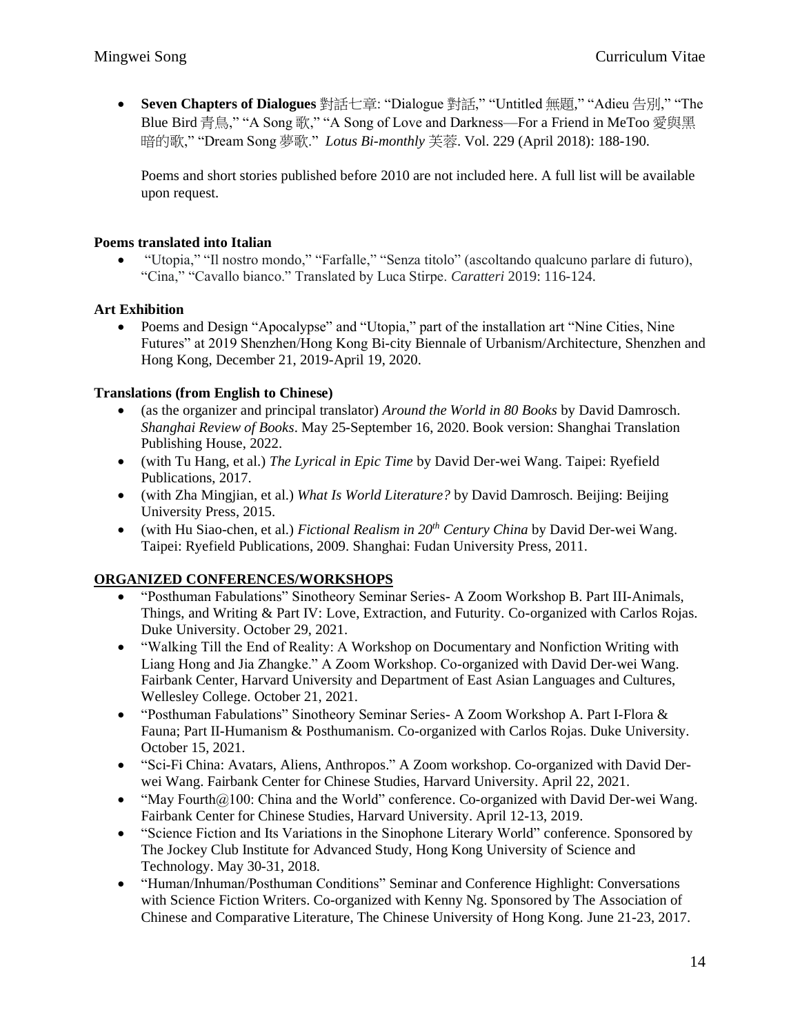- **Seven Chapters of Dialogues** 對話七章: "Dialogue 對話," "Untitled 無題," "Adieu 告別," "The Blue Bird 青鳥," "A Song 歌," "A Song of Love and Darkness—For a Friend in MeToo 愛與黑暗的歌," "Dream Song 夢歌." *Lotus Bi-monthly* 芙蓉. Vol. 229 (April 2018): 188-190.

  Poems and short stories published before 2010 are not included here. A full list will be available upon request.

**Poems translated into Italian**

- "Utopia," "Il nostro mondo," "Farfalle," "Senza titolo" (ascoltando qualcuno parlare di futuro), "Cina," "Cavallo bianco." Translated by Luca Stirpe. *Caratteri* 2019: 116-124.

**Art Exhibition**

- Poems and Design "Apocalypse" and "Utopia," part of the installation art "Nine Cities, Nine Futures" at 2019 Shenzhen/Hong Kong Bi-city Biennale of Urbanism/Architecture, Shenzhen and Hong Kong, December 21, 2019-April 19, 2020.

**Translations (from English to Chinese)**

- (as the organizer and principal translator) *Around the World in 80 Books* by David Damrosch. *Shanghai Review of Books*. May 25-September 16, 2020. Book version: Shanghai Translation Publishing House, 2022.
- (with Tu Hang, et al.) *The Lyrical in Epic Time* by David Der-wei Wang. Taipei: Ryefield Publications, 2017.
- (with Zha Mingjian, et al.) *What Is World Literature?* by David Damrosch. Beijing: Beijing University Press, 2015.
- (with Hu Siao-chen, et al.) *Fictional Realism in 20th Century China* by David Der-wei Wang. Taipei: Ryefield Publications, 2009. Shanghai: Fudan University Press, 2011.

## ORGANIZED CONFERENCES/WORKSHOPS

- "Posthuman Fabulations" Sinotheory Seminar Series- A Zoom Workshop B. Part III-Animals, Things, and Writing & Part IV: Love, Extraction, and Futurity. Co-organized with Carlos Rojas. Duke University. October 29, 2021.
- "Walking Till the End of Reality: A Workshop on Documentary and Nonfiction Writing with Liang Hong and Jia Zhangke." A Zoom Workshop. Co-organized with David Der-wei Wang. Fairbank Center, Harvard University and Department of East Asian Languages and Cultures, Wellesley College. October 21, 2021.
- "Posthuman Fabulations" Sinotheory Seminar Series- A Zoom Workshop A. Part I-Flora & Fauna; Part II-Humanism & Posthumanism. Co-organized with Carlos Rojas. Duke University. October 15, 2021.
- "Sci-Fi China: Avatars, Aliens, Anthropos." A Zoom workshop. Co-organized with David Der-wei Wang. Fairbank Center for Chinese Studies, Harvard University. April 22, 2021.
- "May Fourth@100: China and the World" conference. Co-organized with David Der-wei Wang. Fairbank Center for Chinese Studies, Harvard University. April 12-13, 2019.
- "Science Fiction and Its Variations in the Sinophone Literary World" conference. Sponsored by The Jockey Club Institute for Advanced Study, Hong Kong University of Science and Technology. May 30-31, 2018.
- "Human/Inhuman/Posthuman Conditions" Seminar and Conference Highlight: Conversations with Science Fiction Writers. Co-organized with Kenny Ng. Sponsored by The Association of Chinese and Comparative Literature, The Chinese University of Hong Kong. June 21-23, 2017.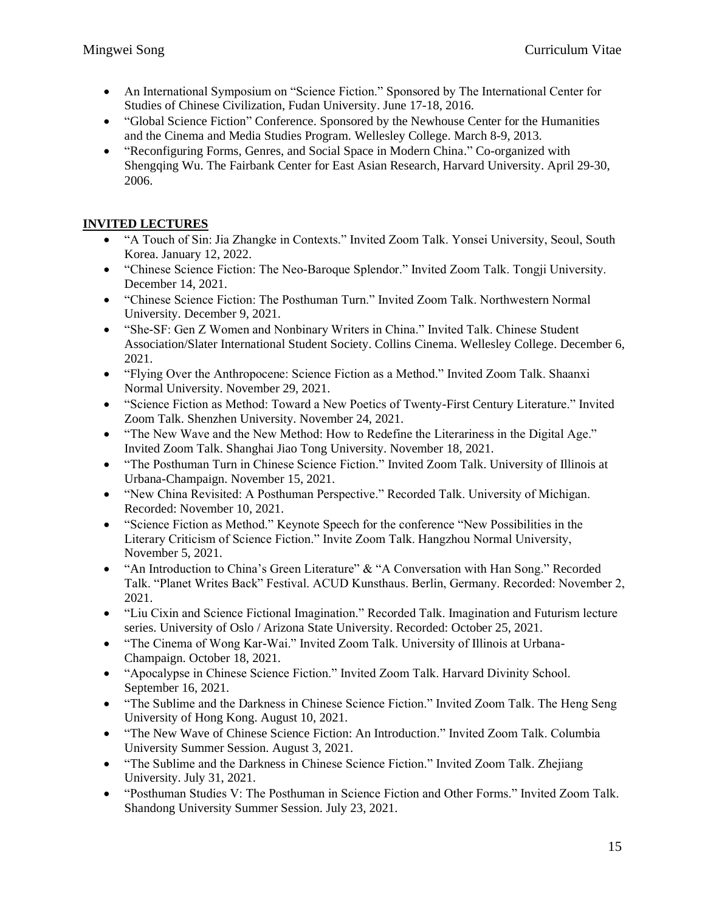- An International Symposium on "Science Fiction." Sponsored by The International Center for Studies of Chinese Civilization, Fudan University. June 17-18, 2016.
- "Global Science Fiction" Conference. Sponsored by the Newhouse Center for the Humanities and the Cinema and Media Studies Program. Wellesley College. March 8-9, 2013.
- "Reconfiguring Forms, Genres, and Social Space in Modern China." Co-organized with Shengqing Wu. The Fairbank Center for East Asian Research, Harvard University. April 29-30, 2006.

## INVITED LECTURES

- "A Touch of Sin: Jia Zhangke in Contexts." Invited Zoom Talk. Yonsei University, Seoul, South Korea. January 12, 2022.
- "Chinese Science Fiction: The Neo-Baroque Splendor." Invited Zoom Talk. Tongji University. December 14, 2021.
- "Chinese Science Fiction: The Posthuman Turn." Invited Zoom Talk. Northwestern Normal University. December 9, 2021.
- "She-SF: Gen Z Women and Nonbinary Writers in China." Invited Talk. Chinese Student Association/Slater International Student Society. Collins Cinema. Wellesley College. December 6, 2021.
- "Flying Over the Anthropocene: Science Fiction as a Method." Invited Zoom Talk. Shaanxi Normal University. November 29, 2021.
- "Science Fiction as Method: Toward a New Poetics of Twenty-First Century Literature." Invited Zoom Talk. Shenzhen University. November 24, 2021.
- "The New Wave and the New Method: How to Redefine the Literariness in the Digital Age." Invited Zoom Talk. Shanghai Jiao Tong University. November 18, 2021.
- "The Posthuman Turn in Chinese Science Fiction." Invited Zoom Talk. University of Illinois at Urbana-Champaign. November 15, 2021.
- "New China Revisited: A Posthuman Perspective." Recorded Talk. University of Michigan. Recorded: November 10, 2021.
- "Science Fiction as Method." Keynote Speech for the conference "New Possibilities in the Literary Criticism of Science Fiction." Invite Zoom Talk. Hangzhou Normal University, November 5, 2021.
- "An Introduction to China's Green Literature" & "A Conversation with Han Song." Recorded Talk. "Planet Writes Back" Festival. ACUD Kunsthaus. Berlin, Germany. Recorded: November 2, 2021.
- "Liu Cixin and Science Fictional Imagination." Recorded Talk. Imagination and Futurism lecture series. University of Oslo / Arizona State University. Recorded: October 25, 2021.
- "The Cinema of Wong Kar-Wai." Invited Zoom Talk. University of Illinois at Urbana-Champaign. October 18, 2021.
- "Apocalypse in Chinese Science Fiction." Invited Zoom Talk. Harvard Divinity School. September 16, 2021.
- "The Sublime and the Darkness in Chinese Science Fiction." Invited Zoom Talk. The Heng Seng University of Hong Kong. August 10, 2021.
- "The New Wave of Chinese Science Fiction: An Introduction." Invited Zoom Talk. Columbia University Summer Session. August 3, 2021.
- "The Sublime and the Darkness in Chinese Science Fiction." Invited Zoom Talk. Zhejiang University. July 31, 2021.
- "Posthuman Studies V: The Posthuman in Science Fiction and Other Forms." Invited Zoom Talk. Shandong University Summer Session. July 23, 2021.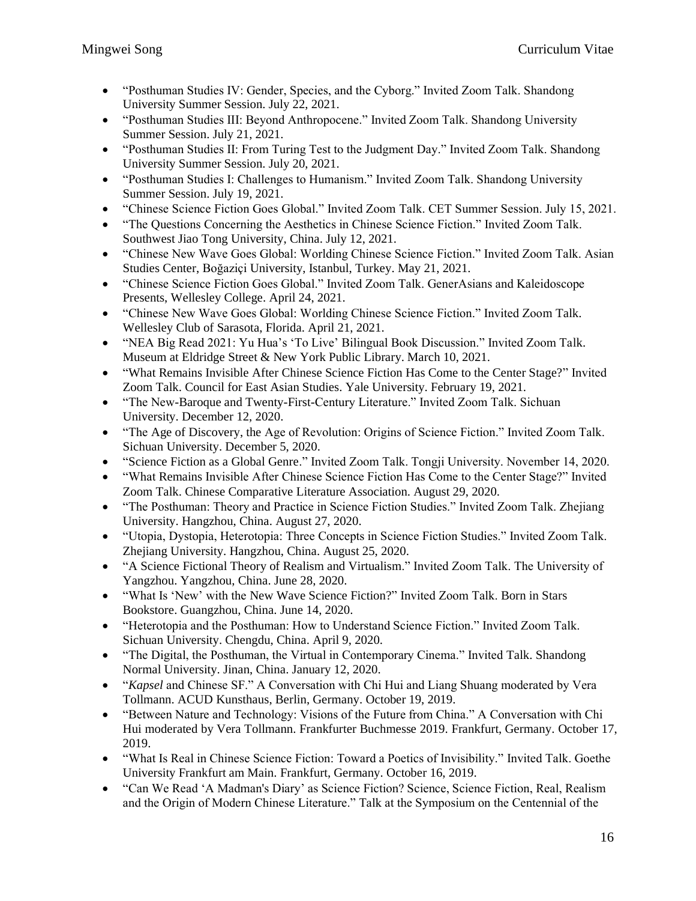- "Posthuman Studies IV: Gender, Species, and the Cyborg." Invited Zoom Talk. Shandong University Summer Session. July 22, 2021.
- "Posthuman Studies III: Beyond Anthropocene." Invited Zoom Talk. Shandong University Summer Session. July 21, 2021.
- "Posthuman Studies II: From Turing Test to the Judgment Day." Invited Zoom Talk. Shandong University Summer Session. July 20, 2021.
- "Posthuman Studies I: Challenges to Humanism." Invited Zoom Talk. Shandong University Summer Session. July 19, 2021.
- "Chinese Science Fiction Goes Global." Invited Zoom Talk. CET Summer Session. July 15, 2021.
- "The Questions Concerning the Aesthetics in Chinese Science Fiction." Invited Zoom Talk. Southwest Jiao Tong University, China. July 12, 2021.
- "Chinese New Wave Goes Global: Worlding Chinese Science Fiction." Invited Zoom Talk. Asian Studies Center, Boğaziçi University, Istanbul, Turkey. May 21, 2021.
- "Chinese Science Fiction Goes Global." Invited Zoom Talk. GenerAsians and Kaleidoscope Presents, Wellesley College. April 24, 2021.
- "Chinese New Wave Goes Global: Worlding Chinese Science Fiction." Invited Zoom Talk. Wellesley Club of Sarasota, Florida. April 21, 2021.
- "NEA Big Read 2021: Yu Hua's 'To Live' Bilingual Book Discussion." Invited Zoom Talk. Museum at Eldridge Street & New York Public Library. March 10, 2021.
- "What Remains Invisible After Chinese Science Fiction Has Come to the Center Stage?" Invited Zoom Talk. Council for East Asian Studies. Yale University. February 19, 2021.
- "The New-Baroque and Twenty-First-Century Literature." Invited Zoom Talk. Sichuan University. December 12, 2020.
- "The Age of Discovery, the Age of Revolution: Origins of Science Fiction." Invited Zoom Talk. Sichuan University. December 5, 2020.
- "Science Fiction as a Global Genre." Invited Zoom Talk. Tongji University. November 14, 2020.
- "What Remains Invisible After Chinese Science Fiction Has Come to the Center Stage?" Invited Zoom Talk. Chinese Comparative Literature Association. August 29, 2020.
- "The Posthuman: Theory and Practice in Science Fiction Studies." Invited Zoom Talk. Zhejiang University. Hangzhou, China. August 27, 2020.
- "Utopia, Dystopia, Heterotopia: Three Concepts in Science Fiction Studies." Invited Zoom Talk. Zhejiang University. Hangzhou, China. August 25, 2020.
- "A Science Fictional Theory of Realism and Virtualism." Invited Zoom Talk. The University of Yangzhou. Yangzhou, China. June 28, 2020.
- "What Is 'New' with the New Wave Science Fiction?" Invited Zoom Talk. Born in Stars Bookstore. Guangzhou, China. June 14, 2020.
- "Heterotopia and the Posthuman: How to Understand Science Fiction." Invited Zoom Talk. Sichuan University. Chengdu, China. April 9, 2020.
- "The Digital, the Posthuman, the Virtual in Contemporary Cinema." Invited Talk. Shandong Normal University. Jinan, China. January 12, 2020.
- "*Kapsel* and Chinese SF." A Conversation with Chi Hui and Liang Shuang moderated by Vera Tollmann. ACUD Kunsthaus, Berlin, Germany. October 19, 2019.
- "Between Nature and Technology: Visions of the Future from China." A Conversation with Chi Hui moderated by Vera Tollmann. Frankfurter Buchmesse 2019. Frankfurt, Germany. October 17, 2019.
- "What Is Real in Chinese Science Fiction: Toward a Poetics of Invisibility." Invited Talk. Goethe University Frankfurt am Main. Frankfurt, Germany. October 16, 2019.
- "Can We Read 'A Madman's Diary' as Science Fiction? Science, Science Fiction, Real, Realism and the Origin of Modern Chinese Literature." Talk at the Symposium on the Centennial of the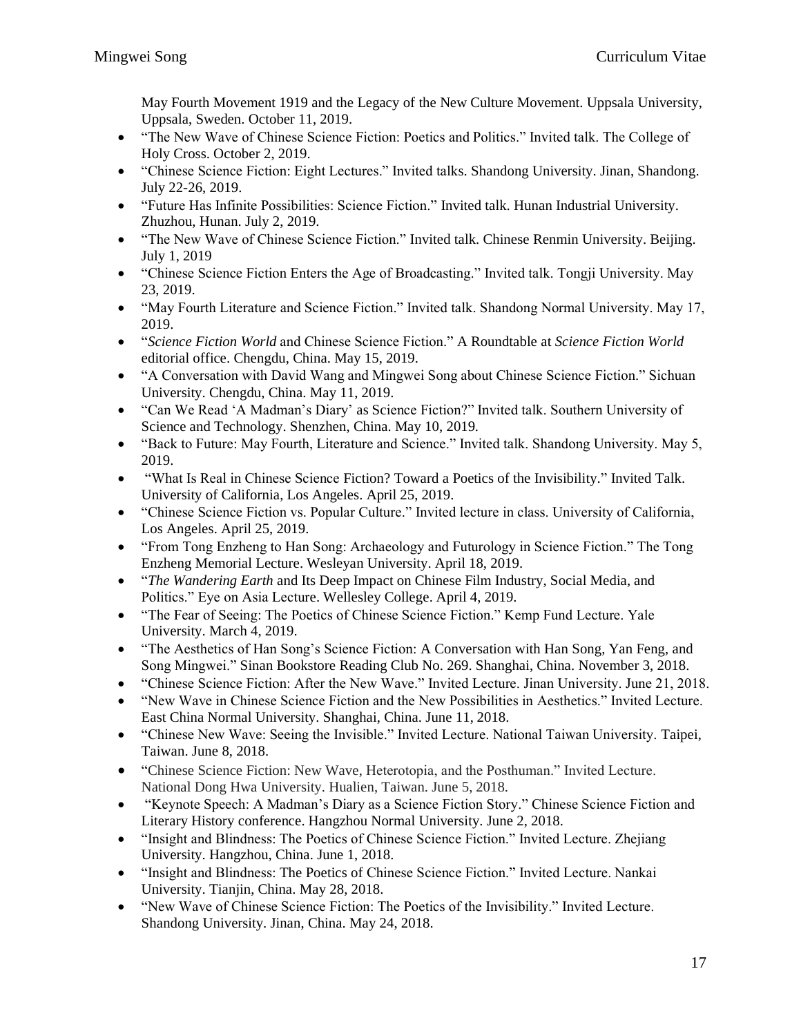May Fourth Movement 1919 and the Legacy of the New Culture Movement. Uppsala University, Uppsala, Sweden. October 11, 2019.

- "The New Wave of Chinese Science Fiction: Poetics and Politics." Invited talk. The College of Holy Cross. October 2, 2019.
- "Chinese Science Fiction: Eight Lectures." Invited talks. Shandong University. Jinan, Shandong. July 22-26, 2019.
- "Future Has Infinite Possibilities: Science Fiction." Invited talk. Hunan Industrial University. Zhuzhou, Hunan. July 2, 2019.
- "The New Wave of Chinese Science Fiction." Invited talk. Chinese Renmin University. Beijing. July 1, 2019
- "Chinese Science Fiction Enters the Age of Broadcasting." Invited talk. Tongji University. May 23, 2019.
- "May Fourth Literature and Science Fiction." Invited talk. Shandong Normal University. May 17, 2019.
- "*Science Fiction World* and Chinese Science Fiction." A Roundtable at *Science Fiction World* editorial office. Chengdu, China. May 15, 2019.
- "A Conversation with David Wang and Mingwei Song about Chinese Science Fiction." Sichuan University. Chengdu, China. May 11, 2019.
- "Can We Read 'A Madman's Diary' as Science Fiction?" Invited talk. Southern University of Science and Technology. Shenzhen, China. May 10, 2019.
- "Back to Future: May Fourth, Literature and Science." Invited talk. Shandong University. May 5, 2019.
- "What Is Real in Chinese Science Fiction? Toward a Poetics of the Invisibility." Invited Talk. University of California, Los Angeles. April 25, 2019.
- "Chinese Science Fiction vs. Popular Culture." Invited lecture in class. University of California, Los Angeles. April 25, 2019.
- "From Tong Enzheng to Han Song: Archaeology and Futurology in Science Fiction." The Tong Enzheng Memorial Lecture. Wesleyan University. April 18, 2019.
- "*The Wandering Earth* and Its Deep Impact on Chinese Film Industry, Social Media, and Politics." Eye on Asia Lecture. Wellesley College. April 4, 2019.
- "The Fear of Seeing: The Poetics of Chinese Science Fiction." Kemp Fund Lecture. Yale University. March 4, 2019.
- "The Aesthetics of Han Song's Science Fiction: A Conversation with Han Song, Yan Feng, and Song Mingwei." Sinan Bookstore Reading Club No. 269. Shanghai, China. November 3, 2018.
- "Chinese Science Fiction: After the New Wave." Invited Lecture. Jinan University. June 21, 2018.
- "New Wave in Chinese Science Fiction and the New Possibilities in Aesthetics." Invited Lecture. East China Normal University. Shanghai, China. June 11, 2018.
- "Chinese New Wave: Seeing the Invisible." Invited Lecture. National Taiwan University. Taipei, Taiwan. June 8, 2018.
- "Chinese Science Fiction: New Wave, Heterotopia, and the Posthuman." Invited Lecture. National Dong Hwa University. Hualien, Taiwan. June 5, 2018.
- "Keynote Speech: A Madman's Diary as a Science Fiction Story." Chinese Science Fiction and Literary History conference. Hangzhou Normal University. June 2, 2018.
- "Insight and Blindness: The Poetics of Chinese Science Fiction." Invited Lecture. Zhejiang University. Hangzhou, China. June 1, 2018.
- "Insight and Blindness: The Poetics of Chinese Science Fiction." Invited Lecture. Nankai University. Tianjin, China. May 28, 2018.
- "New Wave of Chinese Science Fiction: The Poetics of the Invisibility." Invited Lecture. Shandong University. Jinan, China. May 24, 2018.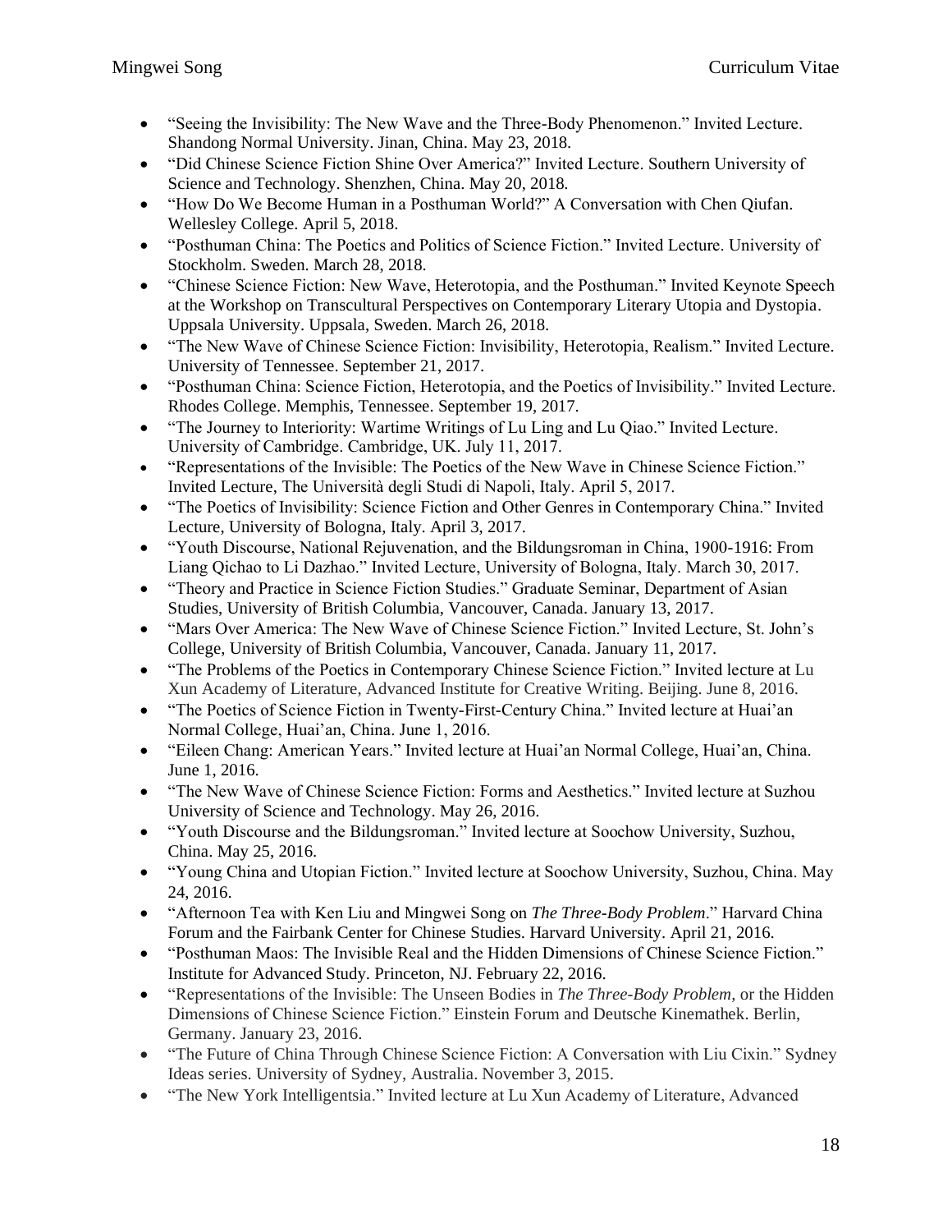- "Seeing the Invisibility: The New Wave and the Three-Body Phenomenon." Invited Lecture. Shandong Normal University. Jinan, China. May 23, 2018.
- "Did Chinese Science Fiction Shine Over America?" Invited Lecture. Southern University of Science and Technology. Shenzhen, China. May 20, 2018.
- "How Do We Become Human in a Posthuman World?" A Conversation with Chen Qiufan. Wellesley College. April 5, 2018.
- "Posthuman China: The Poetics and Politics of Science Fiction." Invited Lecture. University of Stockholm. Sweden. March 28, 2018.
- "Chinese Science Fiction: New Wave, Heterotopia, and the Posthuman." Invited Keynote Speech at the Workshop on Transcultural Perspectives on Contemporary Literary Utopia and Dystopia. Uppsala University. Uppsala, Sweden. March 26, 2018.
- "The New Wave of Chinese Science Fiction: Invisibility, Heterotopia, Realism." Invited Lecture. University of Tennessee. September 21, 2017.
- "Posthuman China: Science Fiction, Heterotopia, and the Poetics of Invisibility." Invited Lecture. Rhodes College. Memphis, Tennessee. September 19, 2017.
- "The Journey to Interiority: Wartime Writings of Lu Ling and Lu Qiao." Invited Lecture. University of Cambridge. Cambridge, UK. July 11, 2017.
- "Representations of the Invisible: The Poetics of the New Wave in Chinese Science Fiction." Invited Lecture, The Università degli Studi di Napoli, Italy. April 5, 2017.
- "The Poetics of Invisibility: Science Fiction and Other Genres in Contemporary China." Invited Lecture, University of Bologna, Italy. April 3, 2017.
- "Youth Discourse, National Rejuvenation, and the Bildungsroman in China, 1900-1916: From Liang Qichao to Li Dazhao." Invited Lecture, University of Bologna, Italy. March 30, 2017.
- "Theory and Practice in Science Fiction Studies." Graduate Seminar, Department of Asian Studies, University of British Columbia, Vancouver, Canada. January 13, 2017.
- "Mars Over America: The New Wave of Chinese Science Fiction." Invited Lecture, St. John's College, University of British Columbia, Vancouver, Canada. January 11, 2017.
- "The Problems of the Poetics in Contemporary Chinese Science Fiction." Invited lecture at Lu Xun Academy of Literature, Advanced Institute for Creative Writing. Beijing. June 8, 2016.
- "The Poetics of Science Fiction in Twenty-First-Century China." Invited lecture at Huai'an Normal College, Huai'an, China. June 1, 2016.
- "Eileen Chang: American Years." Invited lecture at Huai'an Normal College, Huai'an, China. June 1, 2016.
- "The New Wave of Chinese Science Fiction: Forms and Aesthetics." Invited lecture at Suzhou University of Science and Technology. May 26, 2016.
- "Youth Discourse and the Bildungsroman." Invited lecture at Soochow University, Suzhou, China. May 25, 2016.
- "Young China and Utopian Fiction." Invited lecture at Soochow University, Suzhou, China. May 24, 2016.
- "Afternoon Tea with Ken Liu and Mingwei Song on *The Three-Body Problem*." Harvard China Forum and the Fairbank Center for Chinese Studies. Harvard University. April 21, 2016.
- "Posthuman Maos: The Invisible Real and the Hidden Dimensions of Chinese Science Fiction." Institute for Advanced Study. Princeton, NJ. February 22, 2016.
- "Representations of the Invisible: The Unseen Bodies in *The Three-Body Problem*, or the Hidden Dimensions of Chinese Science Fiction." Einstein Forum and Deutsche Kinemathek. Berlin, Germany. January 23, 2016.
- "The Future of China Through Chinese Science Fiction: A Conversation with Liu Cixin." Sydney Ideas series. University of Sydney, Australia. November 3, 2015.
- "The New York Intelligentsia." Invited lecture at Lu Xun Academy of Literature, Advanced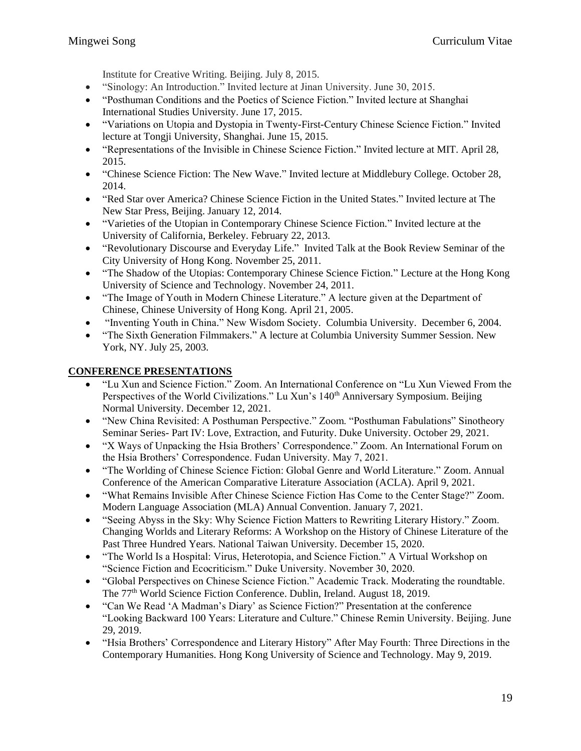Institute for Creative Writing. Beijing. July 8, 2015.

- "Sinology: An Introduction." Invited lecture at Jinan University. June 30, 2015.
- "Posthuman Conditions and the Poetics of Science Fiction." Invited lecture at Shanghai International Studies University. June 17, 2015.
- "Variations on Utopia and Dystopia in Twenty-First-Century Chinese Science Fiction." Invited lecture at Tongji University, Shanghai. June 15, 2015.
- "Representations of the Invisible in Chinese Science Fiction." Invited lecture at MIT. April 28, 2015.
- "Chinese Science Fiction: The New Wave." Invited lecture at Middlebury College. October 28, 2014.
- "Red Star over America? Chinese Science Fiction in the United States." Invited lecture at The New Star Press, Beijing. January 12, 2014.
- "Varieties of the Utopian in Contemporary Chinese Science Fiction." Invited lecture at the University of California, Berkeley. February 22, 2013.
- "Revolutionary Discourse and Everyday Life." Invited Talk at the Book Review Seminar of the City University of Hong Kong. November 25, 2011.
- "The Shadow of the Utopias: Contemporary Chinese Science Fiction." Lecture at the Hong Kong University of Science and Technology. November 24, 2011.
- "The Image of Youth in Modern Chinese Literature." A lecture given at the Department of Chinese, Chinese University of Hong Kong. April 21, 2005.
- "Inventing Youth in China." New Wisdom Society. Columbia University. December 6, 2004.
- "The Sixth Generation Filmmakers." A lecture at Columbia University Summer Session. New York, NY. July 25, 2003.

## CONFERENCE PRESENTATIONS

- "Lu Xun and Science Fiction." Zoom. An International Conference on "Lu Xun Viewed From the Perspectives of the World Civilizations." Lu Xun's 140th Anniversary Symposium. Beijing Normal University. December 12, 2021.
- "New China Revisited: A Posthuman Perspective." Zoom. "Posthuman Fabulations" Sinotheory Seminar Series- Part IV: Love, Extraction, and Futurity. Duke University. October 29, 2021.
- "X Ways of Unpacking the Hsia Brothers' Correspondence." Zoom. An International Forum on the Hsia Brothers' Correspondence. Fudan University. May 7, 2021.
- "The Worlding of Chinese Science Fiction: Global Genre and World Literature." Zoom. Annual Conference of the American Comparative Literature Association (ACLA). April 9, 2021.
- "What Remains Invisible After Chinese Science Fiction Has Come to the Center Stage?" Zoom. Modern Language Association (MLA) Annual Convention. January 7, 2021.
- "Seeing Abyss in the Sky: Why Science Fiction Matters to Rewriting Literary History." Zoom. Changing Worlds and Literary Reforms: A Workshop on the History of Chinese Literature of the Past Three Hundred Years. National Taiwan University. December 15, 2020.
- "The World Is a Hospital: Virus, Heterotopia, and Science Fiction." A Virtual Workshop on "Science Fiction and Ecocriticism." Duke University. November 30, 2020.
- "Global Perspectives on Chinese Science Fiction." Academic Track. Moderating the roundtable. The 77th World Science Fiction Conference. Dublin, Ireland. August 18, 2019.
- "Can We Read 'A Madman's Diary' as Science Fiction?" Presentation at the conference "Looking Backward 100 Years: Literature and Culture." Chinese Remin University. Beijing. June 29, 2019.
- "Hsia Brothers' Correspondence and Literary History" After May Fourth: Three Directions in the Contemporary Humanities. Hong Kong University of Science and Technology. May 9, 2019.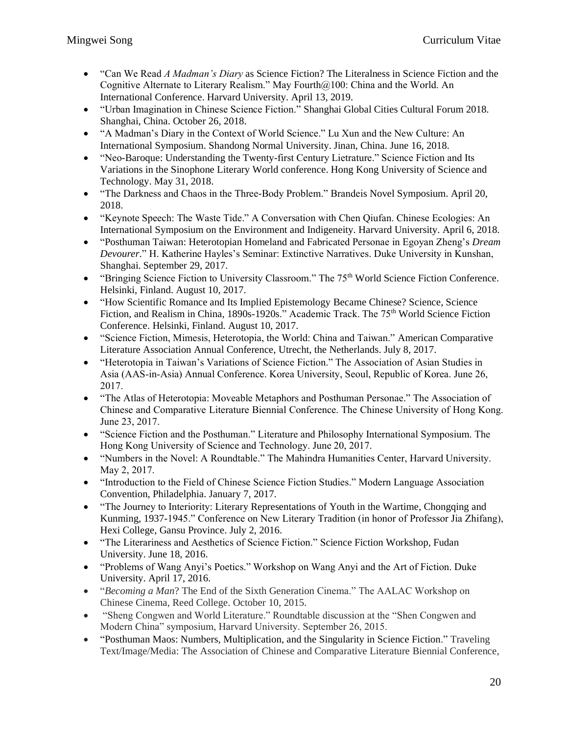- "Can We Read *A Madman's Diary* as Science Fiction? The Literalness in Science Fiction and the Cognitive Alternate to Literary Realism." May Fourth@100: China and the World. An International Conference. Harvard University. April 13, 2019.
- "Urban Imagination in Chinese Science Fiction." Shanghai Global Cities Cultural Forum 2018. Shanghai, China. October 26, 2018.
- "A Madman's Diary in the Context of World Science." Lu Xun and the New Culture: An International Symposium. Shandong Normal University. Jinan, China. June 16, 2018.
- "Neo-Baroque: Understanding the Twenty-first Century Lietrature." Science Fiction and Its Variations in the Sinophone Literary World conference. Hong Kong University of Science and Technology. May 31, 2018.
- "The Darkness and Chaos in the Three-Body Problem." Brandeis Novel Symposium. April 20, 2018.
- "Keynote Speech: The Waste Tide." A Conversation with Chen Qiufan. Chinese Ecologies: An International Symposium on the Environment and Indigeneity. Harvard University. April 6, 2018.
- "Posthuman Taiwan: Heterotopian Homeland and Fabricated Personae in Egoyan Zheng's *Dream Devourer*." H. Katherine Hayles's Seminar: Extinctive Narratives. Duke University in Kunshan, Shanghai. September 29, 2017.
- "Bringing Science Fiction to University Classroom." The 75th World Science Fiction Conference. Helsinki, Finland. August 10, 2017.
- "How Scientific Romance and Its Implied Epistemology Became Chinese? Science, Science Fiction, and Realism in China, 1890s-1920s." Academic Track. The 75th World Science Fiction Conference. Helsinki, Finland. August 10, 2017.
- "Science Fiction, Mimesis, Heterotopia, the World: China and Taiwan." American Comparative Literature Association Annual Conference, Utrecht, the Netherlands. July 8, 2017.
- "Heterotopia in Taiwan's Variations of Science Fiction." The Association of Asian Studies in Asia (AAS-in-Asia) Annual Conference. Korea University, Seoul, Republic of Korea. June 26, 2017.
- "The Atlas of Heterotopia: Moveable Metaphors and Posthuman Personae." The Association of Chinese and Comparative Literature Biennial Conference. The Chinese University of Hong Kong. June 23, 2017.
- "Science Fiction and the Posthuman." Literature and Philosophy International Symposium. The Hong Kong University of Science and Technology. June 20, 2017.
- "Numbers in the Novel: A Roundtable." The Mahindra Humanities Center, Harvard University. May 2, 2017.
- "Introduction to the Field of Chinese Science Fiction Studies." Modern Language Association Convention, Philadelphia. January 7, 2017.
- "The Journey to Interiority: Literary Representations of Youth in the Wartime, Chongqing and Kunming, 1937-1945." Conference on New Literary Tradition (in honor of Professor Jia Zhifang), Hexi College, Gansu Province. July 2, 2016.
- "The Literariness and Aesthetics of Science Fiction." Science Fiction Workshop, Fudan University. June 18, 2016.
- "Problems of Wang Anyi's Poetics." Workshop on Wang Anyi and the Art of Fiction. Duke University. April 17, 2016.
- "*Becoming a Man*? The End of the Sixth Generation Cinema." The AALAC Workshop on Chinese Cinema, Reed College. October 10, 2015.
- "Sheng Congwen and World Literature." Roundtable discussion at the "Shen Congwen and Modern China" symposium, Harvard University. September 26, 2015.
- "Posthuman Maos: Numbers, Multiplication, and the Singularity in Science Fiction." Traveling Text/Image/Media: The Association of Chinese and Comparative Literature Biennial Conference,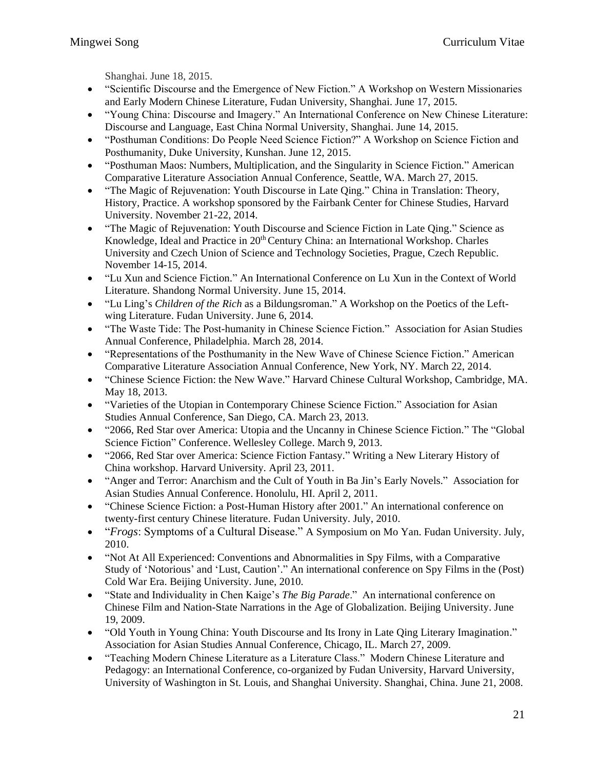Shanghai. June 18, 2015.

- "Scientific Discourse and the Emergence of New Fiction." A Workshop on Western Missionaries and Early Modern Chinese Literature, Fudan University, Shanghai. June 17, 2015.
- "Young China: Discourse and Imagery." An International Conference on New Chinese Literature: Discourse and Language, East China Normal University, Shanghai. June 14, 2015.
- "Posthuman Conditions: Do People Need Science Fiction?" A Workshop on Science Fiction and Posthumanity, Duke University, Kunshan. June 12, 2015.
- "Posthuman Maos: Numbers, Multiplication, and the Singularity in Science Fiction." American Comparative Literature Association Annual Conference, Seattle, WA. March 27, 2015.
- "The Magic of Rejuvenation: Youth Discourse in Late Qing." China in Translation: Theory, History, Practice. A workshop sponsored by the Fairbank Center for Chinese Studies, Harvard University. November 21-22, 2014.
- "The Magic of Rejuvenation: Youth Discourse and Science Fiction in Late Qing." Science as Knowledge, Ideal and Practice in 20th Century China: an International Workshop. Charles University and Czech Union of Science and Technology Societies, Prague, Czech Republic. November 14-15, 2014.
- "Lu Xun and Science Fiction." An International Conference on Lu Xun in the Context of World Literature. Shandong Normal University. June 15, 2014.
- "Lu Ling's *Children of the Rich* as a Bildungsroman." A Workshop on the Poetics of the Left-wing Literature. Fudan University. June 6, 2014.
- "The Waste Tide: The Post-humanity in Chinese Science Fiction." Association for Asian Studies Annual Conference, Philadelphia. March 28, 2014.
- "Representations of the Posthumanity in the New Wave of Chinese Science Fiction." American Comparative Literature Association Annual Conference, New York, NY. March 22, 2014.
- "Chinese Science Fiction: the New Wave." Harvard Chinese Cultural Workshop, Cambridge, MA. May 18, 2013.
- "Varieties of the Utopian in Contemporary Chinese Science Fiction." Association for Asian Studies Annual Conference, San Diego, CA. March 23, 2013.
- "2066, Red Star over America: Utopia and the Uncanny in Chinese Science Fiction." The "Global Science Fiction" Conference. Wellesley College. March 9, 2013.
- "2066, Red Star over America: Science Fiction Fantasy." Writing a New Literary History of China workshop. Harvard University. April 23, 2011.
- "Anger and Terror: Anarchism and the Cult of Youth in Ba Jin's Early Novels." Association for Asian Studies Annual Conference. Honolulu, HI. April 2, 2011.
- "Chinese Science Fiction: a Post-Human History after 2001." An international conference on twenty-first century Chinese literature. Fudan University. July, 2010.
- "*Frogs*: Symptoms of a Cultural Disease." A Symposium on Mo Yan. Fudan University. July, 2010.
- "Not At All Experienced: Conventions and Abnormalities in Spy Films, with a Comparative Study of 'Notorious' and 'Lust, Caution'." An international conference on Spy Films in the (Post) Cold War Era. Beijing University. June, 2010.
- "State and Individuality in Chen Kaige's *The Big Parade*." An international conference on Chinese Film and Nation-State Narrations in the Age of Globalization. Beijing University. June 19, 2009.
- "Old Youth in Young China: Youth Discourse and Its Irony in Late Qing Literary Imagination." Association for Asian Studies Annual Conference, Chicago, IL. March 27, 2009.
- "Teaching Modern Chinese Literature as a Literature Class." Modern Chinese Literature and Pedagogy: an International Conference, co-organized by Fudan University, Harvard University, University of Washington in St. Louis, and Shanghai University. Shanghai, China. June 21, 2008.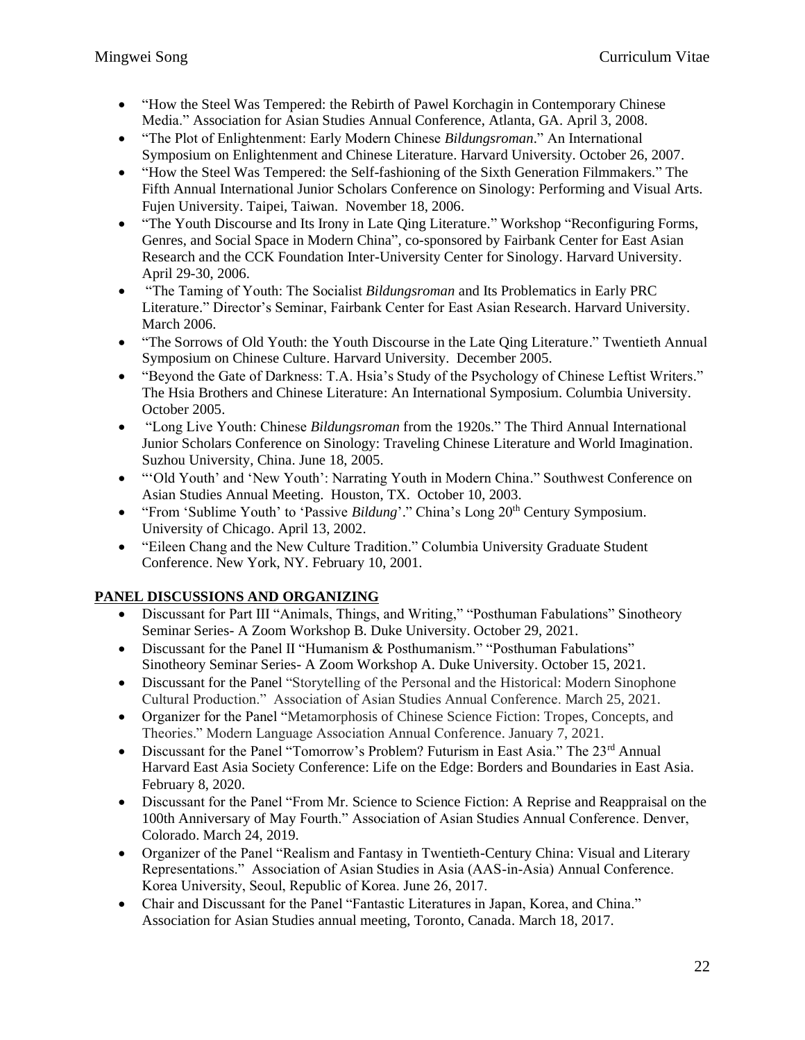- "How the Steel Was Tempered: the Rebirth of Pawel Korchagin in Contemporary Chinese Media." Association for Asian Studies Annual Conference, Atlanta, GA. April 3, 2008.
- "The Plot of Enlightenment: Early Modern Chinese *Bildungsroman*." An International Symposium on Enlightenment and Chinese Literature. Harvard University. October 26, 2007.
- "How the Steel Was Tempered: the Self-fashioning of the Sixth Generation Filmmakers." The Fifth Annual International Junior Scholars Conference on Sinology: Performing and Visual Arts. Fujen University. Taipei, Taiwan. November 18, 2006.
- "The Youth Discourse and Its Irony in Late Qing Literature." Workshop "Reconfiguring Forms, Genres, and Social Space in Modern China", co-sponsored by Fairbank Center for East Asian Research and the CCK Foundation Inter-University Center for Sinology. Harvard University. April 29-30, 2006.
- "The Taming of Youth: The Socialist *Bildungsroman* and Its Problematics in Early PRC Literature." Director's Seminar, Fairbank Center for East Asian Research. Harvard University. March 2006.
- "The Sorrows of Old Youth: the Youth Discourse in the Late Qing Literature." Twentieth Annual Symposium on Chinese Culture. Harvard University. December 2005.
- "Beyond the Gate of Darkness: T.A. Hsia's Study of the Psychology of Chinese Leftist Writers." The Hsia Brothers and Chinese Literature: An International Symposium. Columbia University. October 2005.
- "Long Live Youth: Chinese *Bildungsroman* from the 1920s." The Third Annual International Junior Scholars Conference on Sinology: Traveling Chinese Literature and World Imagination. Suzhou University, China. June 18, 2005.
- "'Old Youth' and 'New Youth': Narrating Youth in Modern China." Southwest Conference on Asian Studies Annual Meeting. Houston, TX. October 10, 2003.
- "From 'Sublime Youth' to 'Passive *Bildung*'." China's Long 20th Century Symposium. University of Chicago. April 13, 2002.
- "Eileen Chang and the New Culture Tradition." Columbia University Graduate Student Conference. New York, NY. February 10, 2001.

## PANEL DISCUSSIONS AND ORGANIZING

- Discussant for Part III "Animals, Things, and Writing," "Posthuman Fabulations" Sinotheory Seminar Series- A Zoom Workshop B. Duke University. October 29, 2021.
- Discussant for the Panel II "Humanism & Posthumanism." "Posthuman Fabulations" Sinotheory Seminar Series- A Zoom Workshop A. Duke University. October 15, 2021.
- Discussant for the Panel "Storytelling of the Personal and the Historical: Modern Sinophone Cultural Production." Association of Asian Studies Annual Conference. March 25, 2021.
- Organizer for the Panel "Metamorphosis of Chinese Science Fiction: Tropes, Concepts, and Theories." Modern Language Association Annual Conference. January 7, 2021.
- Discussant for the Panel "Tomorrow's Problem? Futurism in East Asia." The 23rd Annual Harvard East Asia Society Conference: Life on the Edge: Borders and Boundaries in East Asia. February 8, 2020.
- Discussant for the Panel "From Mr. Science to Science Fiction: A Reprise and Reappraisal on the 100th Anniversary of May Fourth." Association of Asian Studies Annual Conference. Denver, Colorado. March 24, 2019.
- Organizer of the Panel "Realism and Fantasy in Twentieth-Century China: Visual and Literary Representations." Association of Asian Studies in Asia (AAS-in-Asia) Annual Conference. Korea University, Seoul, Republic of Korea. June 26, 2017.
- Chair and Discussant for the Panel "Fantastic Literatures in Japan, Korea, and China." Association for Asian Studies annual meeting, Toronto, Canada. March 18, 2017.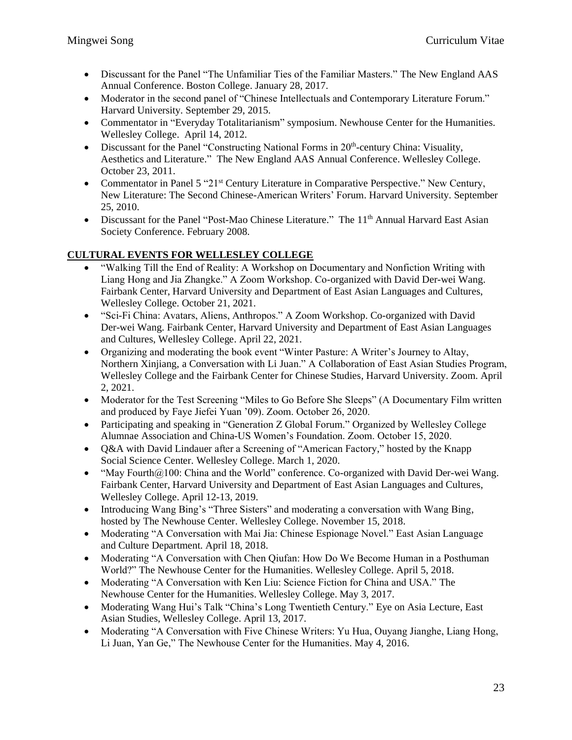- Discussant for the Panel "The Unfamiliar Ties of the Familiar Masters." The New England AAS Annual Conference. Boston College. January 28, 2017.
- Moderator in the second panel of "Chinese Intellectuals and Contemporary Literature Forum." Harvard University. September 29, 2015.
- Commentator in "Everyday Totalitarianism" symposium. Newhouse Center for the Humanities. Wellesley College. April 14, 2012.
- Discussant for the Panel "Constructing National Forms in 20th-century China: Visuality, Aesthetics and Literature." The New England AAS Annual Conference. Wellesley College. October 23, 2011.
- Commentator in Panel 5 "21st Century Literature in Comparative Perspective." New Century, New Literature: The Second Chinese-American Writers' Forum. Harvard University. September 25, 2010.
- Discussant for the Panel "Post-Mao Chinese Literature." The 11th Annual Harvard East Asian Society Conference. February 2008.

## CULTURAL EVENTS FOR WELLESLEY COLLEGE

- "Walking Till the End of Reality: A Workshop on Documentary and Nonfiction Writing with Liang Hong and Jia Zhangke." A Zoom Workshop. Co-organized with David Der-wei Wang. Fairbank Center, Harvard University and Department of East Asian Languages and Cultures, Wellesley College. October 21, 2021.
- "Sci-Fi China: Avatars, Aliens, Anthropos." A Zoom Workshop. Co-organized with David Der-wei Wang. Fairbank Center, Harvard University and Department of East Asian Languages and Cultures, Wellesley College. April 22, 2021.
- Organizing and moderating the book event "Winter Pasture: A Writer's Journey to Altay, Northern Xinjiang, a Conversation with Li Juan." A Collaboration of East Asian Studies Program, Wellesley College and the Fairbank Center for Chinese Studies, Harvard University. Zoom. April 2, 2021.
- Moderator for the Test Screening "Miles to Go Before She Sleeps" (A Documentary Film written and produced by Faye Jiefei Yuan '09). Zoom. October 26, 2020.
- Participating and speaking in "Generation Z Global Forum." Organized by Wellesley College Alumnae Association and China-US Women's Foundation. Zoom. October 15, 2020.
- Q&A with David Lindauer after a Screening of "American Factory," hosted by the Knapp Social Science Center. Wellesley College. March 1, 2020.
- "May Fourth@100: China and the World" conference. Co-organized with David Der-wei Wang. Fairbank Center, Harvard University and Department of East Asian Languages and Cultures, Wellesley College. April 12-13, 2019.
- Introducing Wang Bing's "Three Sisters" and moderating a conversation with Wang Bing, hosted by The Newhouse Center. Wellesley College. November 15, 2018.
- Moderating "A Conversation with Mai Jia: Chinese Espionage Novel." East Asian Language and Culture Department. April 18, 2018.
- Moderating "A Conversation with Chen Qiufan: How Do We Become Human in a Posthuman World?" The Newhouse Center for the Humanities. Wellesley College. April 5, 2018.
- Moderating "A Conversation with Ken Liu: Science Fiction for China and USA." The Newhouse Center for the Humanities. Wellesley College. May 3, 2017.
- Moderating Wang Hui's Talk "China's Long Twentieth Century." Eye on Asia Lecture, East Asian Studies, Wellesley College. April 13, 2017.
- Moderating "A Conversation with Five Chinese Writers: Yu Hua, Ouyang Jianghe, Liang Hong, Li Juan, Yan Ge," The Newhouse Center for the Humanities. May 4, 2016.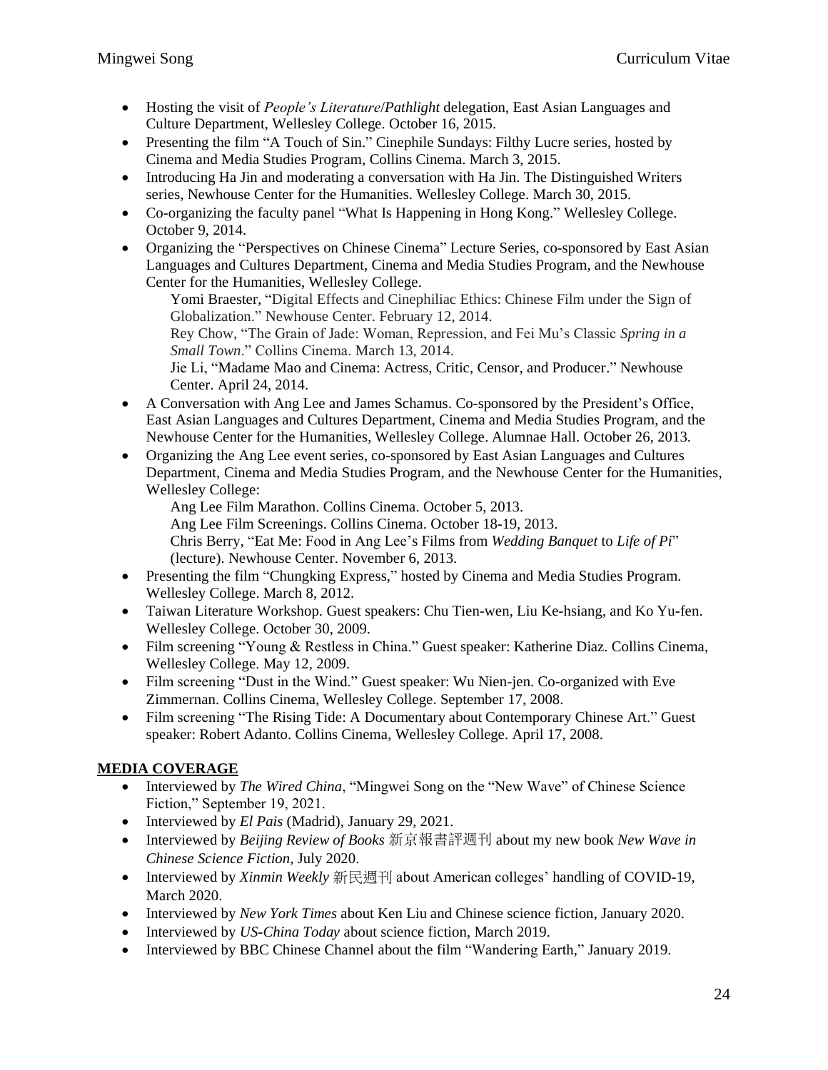- Hosting the visit of *People's Literature*/*Pathlight* delegation, East Asian Languages and Culture Department, Wellesley College. October 16, 2015.
- Presenting the film "A Touch of Sin." Cinephile Sundays: Filthy Lucre series, hosted by Cinema and Media Studies Program, Collins Cinema. March 3, 2015.
- Introducing Ha Jin and moderating a conversation with Ha Jin. The Distinguished Writers series, Newhouse Center for the Humanities. Wellesley College. March 30, 2015.
- Co-organizing the faculty panel "What Is Happening in Hong Kong." Wellesley College. October 9, 2014.
- Organizing the "Perspectives on Chinese Cinema" Lecture Series, co-sponsored by East Asian Languages and Cultures Department, Cinema and Media Studies Program, and the Newhouse Center for the Humanities, Wellesley College.
  Yomi Braester, "Digital Effects and Cinephiliac Ethics: Chinese Film under the Sign of Globalization." Newhouse Center. February 12, 2014.
  Rey Chow, "The Grain of Jade: Woman, Repression, and Fei Mu's Classic *Spring in a Small Town*." Collins Cinema. March 13, 2014.
  Jie Li, "Madame Mao and Cinema: Actress, Critic, Censor, and Producer." Newhouse Center. April 24, 2014.
- A Conversation with Ang Lee and James Schamus. Co-sponsored by the President's Office, East Asian Languages and Cultures Department, Cinema and Media Studies Program, and the Newhouse Center for the Humanities, Wellesley College. Alumnae Hall. October 26, 2013.
- Organizing the Ang Lee event series, co-sponsored by East Asian Languages and Cultures Department, Cinema and Media Studies Program, and the Newhouse Center for the Humanities, Wellesley College:
  Ang Lee Film Marathon. Collins Cinema. October 5, 2013.
  Ang Lee Film Screenings. Collins Cinema. October 18-19, 2013.
  Chris Berry, "Eat Me: Food in Ang Lee's Films from *Wedding Banquet* to *Life of Pi*" (lecture). Newhouse Center. November 6, 2013.
- Presenting the film "Chungking Express," hosted by Cinema and Media Studies Program. Wellesley College. March 8, 2012.
- Taiwan Literature Workshop. Guest speakers: Chu Tien-wen, Liu Ke-hsiang, and Ko Yu-fen. Wellesley College. October 30, 2009.
- Film screening "Young & Restless in China." Guest speaker: Katherine Diaz. Collins Cinema, Wellesley College. May 12, 2009.
- Film screening "Dust in the Wind." Guest speaker: Wu Nien-jen. Co-organized with Eve Zimmernan. Collins Cinema, Wellesley College. September 17, 2008.
- Film screening "The Rising Tide: A Documentary about Contemporary Chinese Art." Guest speaker: Robert Adanto. Collins Cinema, Wellesley College. April 17, 2008.

## MEDIA COVERAGE

- Interviewed by *The Wired China*, "Mingwei Song on the "New Wave" of Chinese Science Fiction," September 19, 2021.
- Interviewed by *El Pais* (Madrid), January 29, 2021.
- Interviewed by *Beijing Review of Books* 新京報書評週刊 about my new book *New Wave in Chinese Science Fiction*, July 2020.
- Interviewed by *Xinmin Weekly* 新民週刊 about American colleges' handling of COVID-19, March 2020.
- Interviewed by *New York Times* about Ken Liu and Chinese science fiction, January 2020.
- Interviewed by *US-China Today* about science fiction, March 2019.
- Interviewed by BBC Chinese Channel about the film "Wandering Earth," January 2019.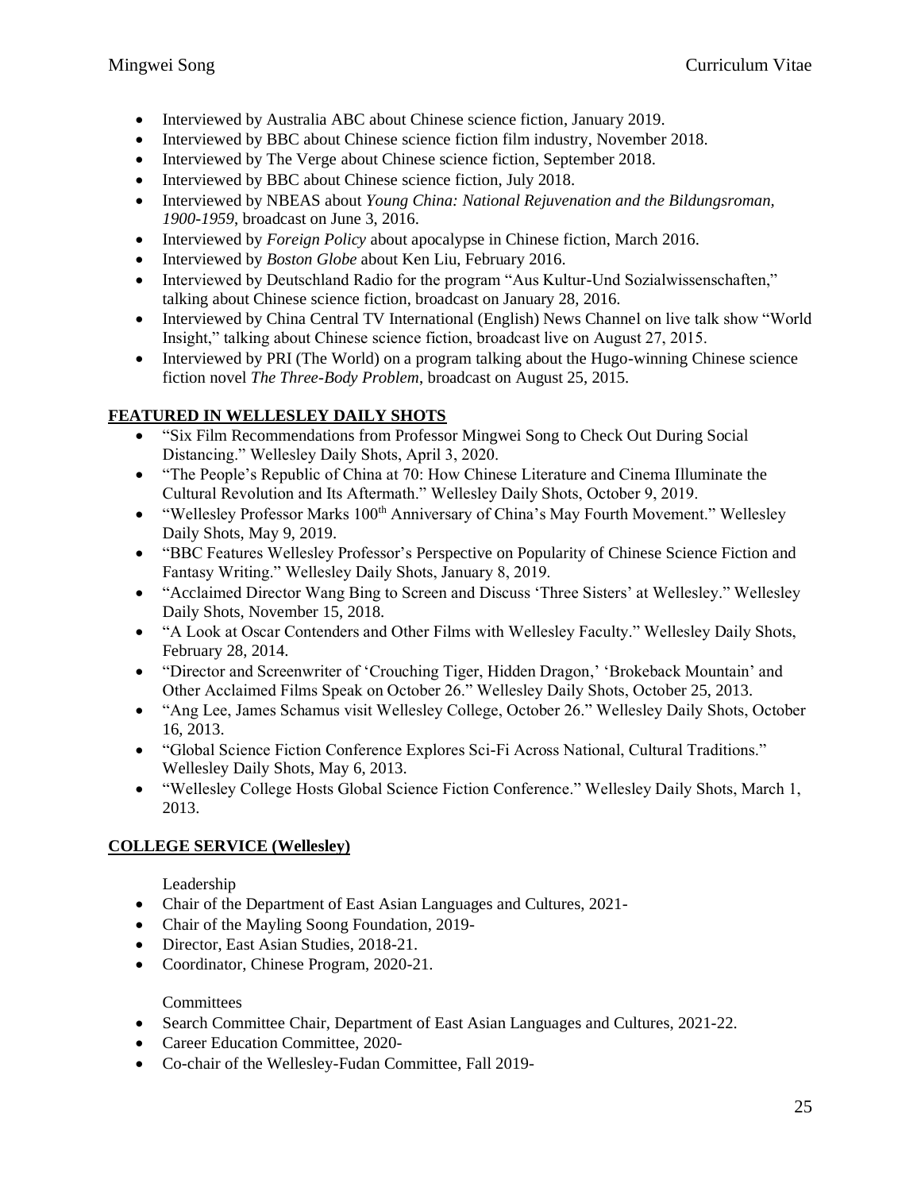- Interviewed by Australia ABC about Chinese science fiction, January 2019.
- Interviewed by BBC about Chinese science fiction film industry, November 2018.
- Interviewed by The Verge about Chinese science fiction, September 2018.
- Interviewed by BBC about Chinese science fiction, July 2018.
- Interviewed by NBEAS about *Young China: National Rejuvenation and the Bildungsroman, 1900-1959*, broadcast on June 3, 2016.
- Interviewed by *Foreign Policy* about apocalypse in Chinese fiction, March 2016.
- Interviewed by *Boston Globe* about Ken Liu, February 2016.
- Interviewed by Deutschland Radio for the program "Aus Kultur-Und Sozialwissenschaften," talking about Chinese science fiction, broadcast on January 28, 2016.
- Interviewed by China Central TV International (English) News Channel on live talk show "World Insight," talking about Chinese science fiction, broadcast live on August 27, 2015.
- Interviewed by PRI (The World) on a program talking about the Hugo-winning Chinese science fiction novel *The Three-Body Problem*, broadcast on August 25, 2015.

## FEATURED IN WELLESLEY DAILY SHOTS

- "Six Film Recommendations from Professor Mingwei Song to Check Out During Social Distancing." Wellesley Daily Shots, April 3, 2020.
- "The People's Republic of China at 70: How Chinese Literature and Cinema Illuminate the Cultural Revolution and Its Aftermath." Wellesley Daily Shots, October 9, 2019.
- "Wellesley Professor Marks 100th Anniversary of China's May Fourth Movement." Wellesley Daily Shots, May 9, 2019.
- "BBC Features Wellesley Professor's Perspective on Popularity of Chinese Science Fiction and Fantasy Writing." Wellesley Daily Shots, January 8, 2019.
- "Acclaimed Director Wang Bing to Screen and Discuss 'Three Sisters' at Wellesley." Wellesley Daily Shots, November 15, 2018.
- "A Look at Oscar Contenders and Other Films with Wellesley Faculty." Wellesley Daily Shots, February 28, 2014.
- "Director and Screenwriter of 'Crouching Tiger, Hidden Dragon,' 'Brokeback Mountain' and Other Acclaimed Films Speak on October 26." Wellesley Daily Shots, October 25, 2013.
- "Ang Lee, James Schamus visit Wellesley College, October 26." Wellesley Daily Shots, October 16, 2013.
- "Global Science Fiction Conference Explores Sci-Fi Across National, Cultural Traditions." Wellesley Daily Shots, May 6, 2013.
- "Wellesley College Hosts Global Science Fiction Conference." Wellesley Daily Shots, March 1, 2013.

## COLLEGE SERVICE (Wellesley)

Leadership

- Chair of the Department of East Asian Languages and Cultures, 2021-
- Chair of the Mayling Soong Foundation, 2019-
- Director, East Asian Studies, 2018-21.
- Coordinator, Chinese Program, 2020-21.

Committees

- Search Committee Chair, Department of East Asian Languages and Cultures, 2021-22.
- Career Education Committee, 2020-
- Co-chair of the Wellesley-Fudan Committee, Fall 2019-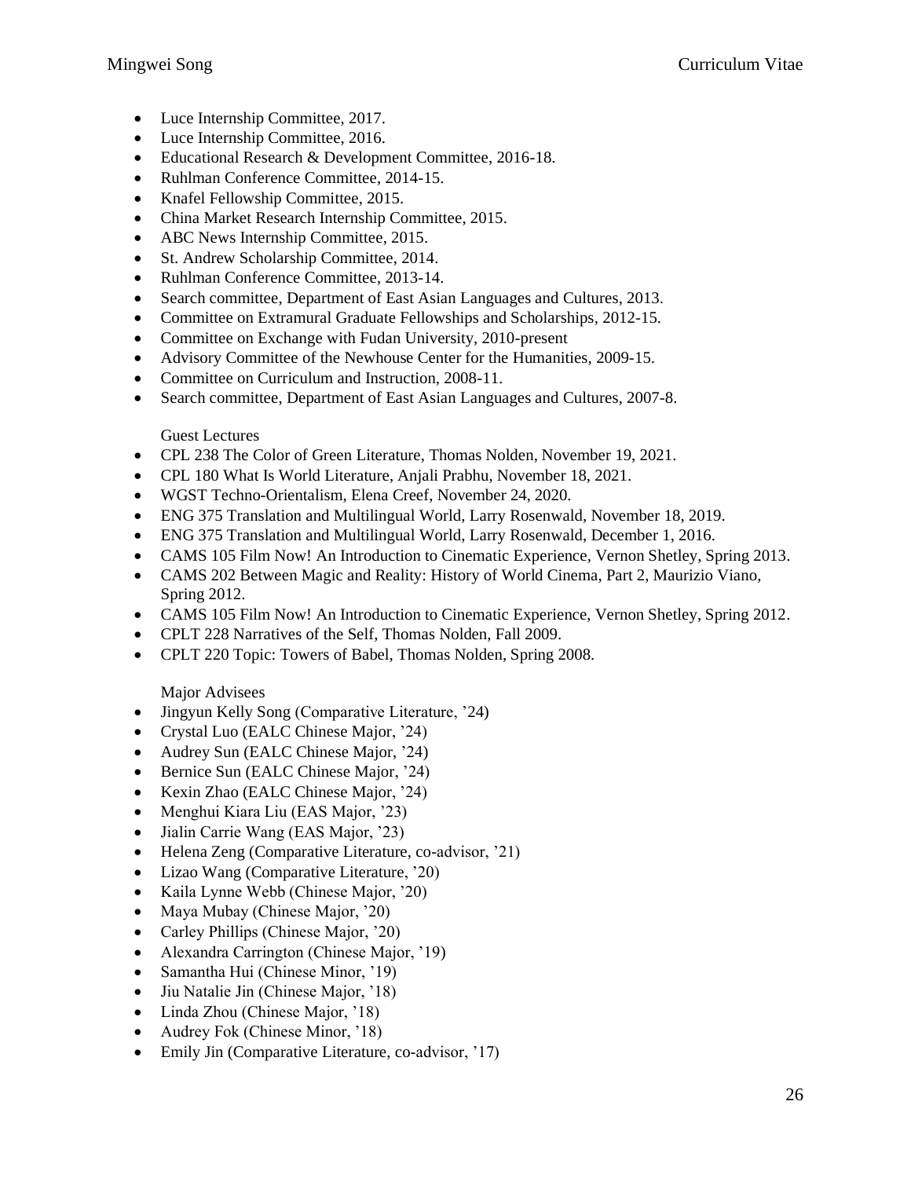- Luce Internship Committee, 2017.
- Luce Internship Committee, 2016.
- Educational Research & Development Committee, 2016-18.
- Ruhlman Conference Committee, 2014-15.
- Knafel Fellowship Committee, 2015.
- China Market Research Internship Committee, 2015.
- ABC News Internship Committee, 2015.
- St. Andrew Scholarship Committee, 2014.
- Ruhlman Conference Committee, 2013-14.
- Search committee, Department of East Asian Languages and Cultures, 2013.
- Committee on Extramural Graduate Fellowships and Scholarships, 2012-15.
- Committee on Exchange with Fudan University, 2010-present
- Advisory Committee of the Newhouse Center for the Humanities, 2009-15.
- Committee on Curriculum and Instruction, 2008-11.
- Search committee, Department of East Asian Languages and Cultures, 2007-8.

Guest Lectures

- CPL 238 The Color of Green Literature, Thomas Nolden, November 19, 2021.
- CPL 180 What Is World Literature, Anjali Prabhu, November 18, 2021.
- WGST Techno-Orientalism, Elena Creef, November 24, 2020.
- ENG 375 Translation and Multilingual World, Larry Rosenwald, November 18, 2019.
- ENG 375 Translation and Multilingual World, Larry Rosenwald, December 1, 2016.
- CAMS 105 Film Now! An Introduction to Cinematic Experience, Vernon Shetley, Spring 2013.
- CAMS 202 Between Magic and Reality: History of World Cinema, Part 2, Maurizio Viano, Spring 2012.
- CAMS 105 Film Now! An Introduction to Cinematic Experience, Vernon Shetley, Spring 2012.
- CPLT 228 Narratives of the Self, Thomas Nolden, Fall 2009.
- CPLT 220 Topic: Towers of Babel, Thomas Nolden, Spring 2008.

Major Advisees

- Jingyun Kelly Song (Comparative Literature, '24)
- Crystal Luo (EALC Chinese Major, '24)
- Audrey Sun (EALC Chinese Major, '24)
- Bernice Sun (EALC Chinese Major, '24)
- Kexin Zhao (EALC Chinese Major, '24)
- Menghui Kiara Liu (EAS Major, '23)
- Jialin Carrie Wang (EAS Major, '23)
- Helena Zeng (Comparative Literature, co-advisor, '21)
- Lizao Wang (Comparative Literature, '20)
- Kaila Lynne Webb (Chinese Major, '20)
- Maya Mubay (Chinese Major, '20)
- Carley Phillips (Chinese Major, '20)
- Alexandra Carrington (Chinese Major, '19)
- Samantha Hui (Chinese Minor, '19)
- Jiu Natalie Jin (Chinese Major, '18)
- Linda Zhou (Chinese Major, '18)
- Audrey Fok (Chinese Minor, '18)
- Emily Jin (Comparative Literature, co-advisor, '17)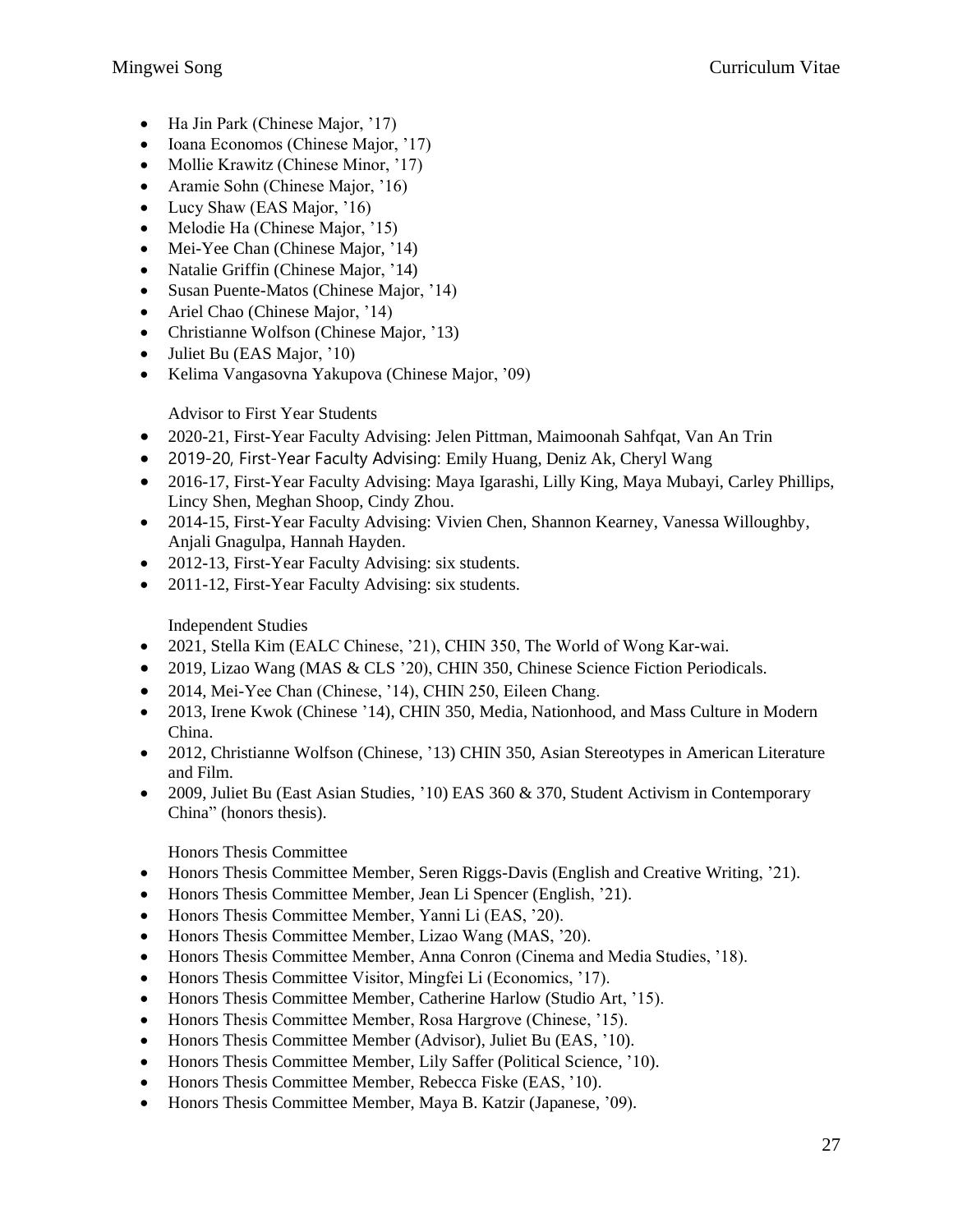- Ha Jin Park (Chinese Major, '17)
- Ioana Economos (Chinese Major, '17)
- Mollie Krawitz (Chinese Minor, '17)
- Aramie Sohn (Chinese Major, '16)
- Lucy Shaw (EAS Major, '16)
- Melodie Ha (Chinese Major, '15)
- Mei-Yee Chan (Chinese Major, '14)
- Natalie Griffin (Chinese Major, '14)
- Susan Puente-Matos (Chinese Major, '14)
- Ariel Chao (Chinese Major, '14)
- Christianne Wolfson (Chinese Major, '13)
- Juliet Bu (EAS Major, '10)
- Kelima Vangasovna Yakupova (Chinese Major, '09)

Advisor to First Year Students

- 2020-21, First-Year Faculty Advising: Jelen Pittman, Maimoonah Sahfqat, Van An Trin
- 2019-20, First-Year Faculty Advising: Emily Huang, Deniz Ak, Cheryl Wang
- 2016-17, First-Year Faculty Advising: Maya Igarashi, Lilly King, Maya Mubayi, Carley Phillips, Lincy Shen, Meghan Shoop, Cindy Zhou.
- 2014-15, First-Year Faculty Advising: Vivien Chen, Shannon Kearney, Vanessa Willoughby, Anjali Gnagulpa, Hannah Hayden.
- 2012-13, First-Year Faculty Advising: six students.
- 2011-12, First-Year Faculty Advising: six students.

Independent Studies

- 2021, Stella Kim (EALC Chinese, '21), CHIN 350, The World of Wong Kar-wai.
- 2019, Lizao Wang (MAS & CLS '20), CHIN 350, Chinese Science Fiction Periodicals.
- 2014, Mei-Yee Chan (Chinese, '14), CHIN 250, Eileen Chang.
- 2013, Irene Kwok (Chinese '14), CHIN 350, Media, Nationhood, and Mass Culture in Modern China.
- 2012, Christianne Wolfson (Chinese, '13) CHIN 350, Asian Stereotypes in American Literature and Film.
- 2009, Juliet Bu (East Asian Studies, '10) EAS 360 & 370, Student Activism in Contemporary China" (honors thesis).

Honors Thesis Committee

- Honors Thesis Committee Member, Seren Riggs-Davis (English and Creative Writing, '21).
- Honors Thesis Committee Member, Jean Li Spencer (English, '21).
- Honors Thesis Committee Member, Yanni Li (EAS, '20).
- Honors Thesis Committee Member, Lizao Wang (MAS, '20).
- Honors Thesis Committee Member, Anna Conron (Cinema and Media Studies, '18).
- Honors Thesis Committee Visitor, Mingfei Li (Economics, '17).
- Honors Thesis Committee Member, Catherine Harlow (Studio Art, '15).
- Honors Thesis Committee Member, Rosa Hargrove (Chinese, '15).
- Honors Thesis Committee Member (Advisor), Juliet Bu (EAS, '10).
- Honors Thesis Committee Member, Lily Saffer (Political Science, '10).
- Honors Thesis Committee Member, Rebecca Fiske (EAS, '10).
- Honors Thesis Committee Member, Maya B. Katzir (Japanese, '09).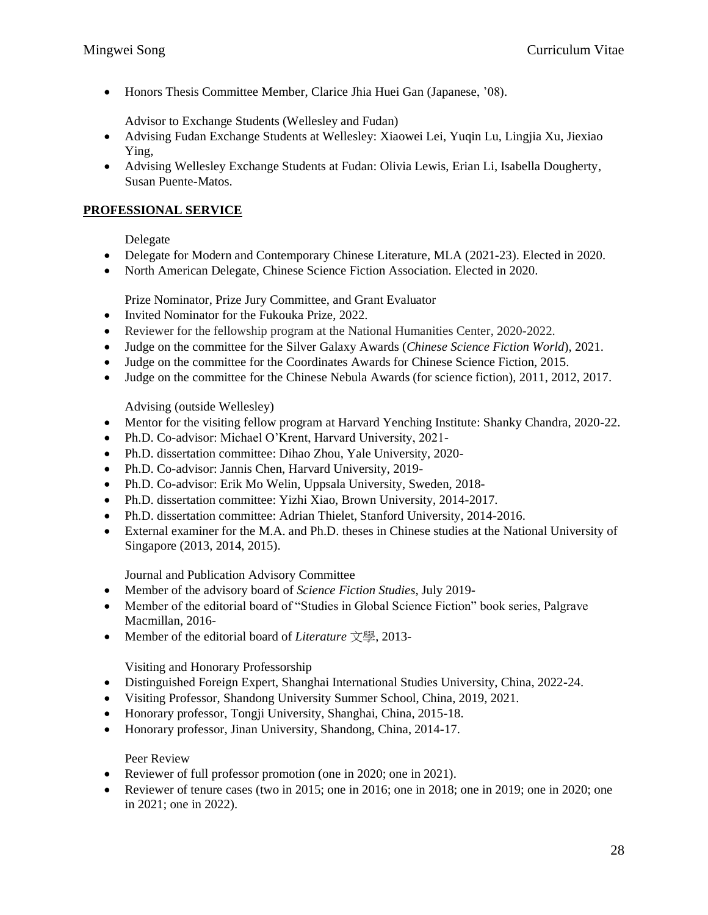- Honors Thesis Committee Member, Clarice Jhia Huei Gan (Japanese, '08).

Advisor to Exchange Students (Wellesley and Fudan)

- Advising Fudan Exchange Students at Wellesley: Xiaowei Lei, Yuqin Lu, Lingjia Xu, Jiexiao Ying,
- Advising Wellesley Exchange Students at Fudan: Olivia Lewis, Erian Li, Isabella Dougherty, Susan Puente-Matos.

## PROFESSIONAL SERVICE

Delegate

- Delegate for Modern and Contemporary Chinese Literature, MLA (2021-23). Elected in 2020.
- North American Delegate, Chinese Science Fiction Association. Elected in 2020.

Prize Nominator, Prize Jury Committee, and Grant Evaluator

- Invited Nominator for the Fukouka Prize, 2022.
- Reviewer for the fellowship program at the National Humanities Center, 2020-2022.
- Judge on the committee for the Silver Galaxy Awards (*Chinese Science Fiction World*), 2021.
- Judge on the committee for the Coordinates Awards for Chinese Science Fiction, 2015.
- Judge on the committee for the Chinese Nebula Awards (for science fiction), 2011, 2012, 2017.

Advising (outside Wellesley)

- Mentor for the visiting fellow program at Harvard Yenching Institute: Shanky Chandra, 2020-22.
- Ph.D. Co-advisor: Michael O'Krent, Harvard University, 2021-
- Ph.D. dissertation committee: Dihao Zhou, Yale University, 2020-
- Ph.D. Co-advisor: Jannis Chen, Harvard University, 2019-
- Ph.D. Co-advisor: Erik Mo Welin, Uppsala University, Sweden, 2018-
- Ph.D. dissertation committee: Yizhi Xiao, Brown University, 2014-2017.
- Ph.D. dissertation committee: Adrian Thielet, Stanford University, 2014-2016.
- External examiner for the M.A. and Ph.D. theses in Chinese studies at the National University of Singapore (2013, 2014, 2015).

Journal and Publication Advisory Committee

- Member of the advisory board of *Science Fiction Studies*, July 2019-
- Member of the editorial board of "Studies in Global Science Fiction" book series, Palgrave Macmillan, 2016-
- Member of the editorial board of *Literature* 文學, 2013-

Visiting and Honorary Professorship

- Distinguished Foreign Expert, Shanghai International Studies University, China, 2022-24.
- Visiting Professor, Shandong University Summer School, China, 2019, 2021.
- Honorary professor, Tongji University, Shanghai, China, 2015-18.
- Honorary professor, Jinan University, Shandong, China, 2014-17.

Peer Review

- Reviewer of full professor promotion (one in 2020; one in 2021).
- Reviewer of tenure cases (two in 2015; one in 2016; one in 2018; one in 2019; one in 2020; one in 2021; one in 2022).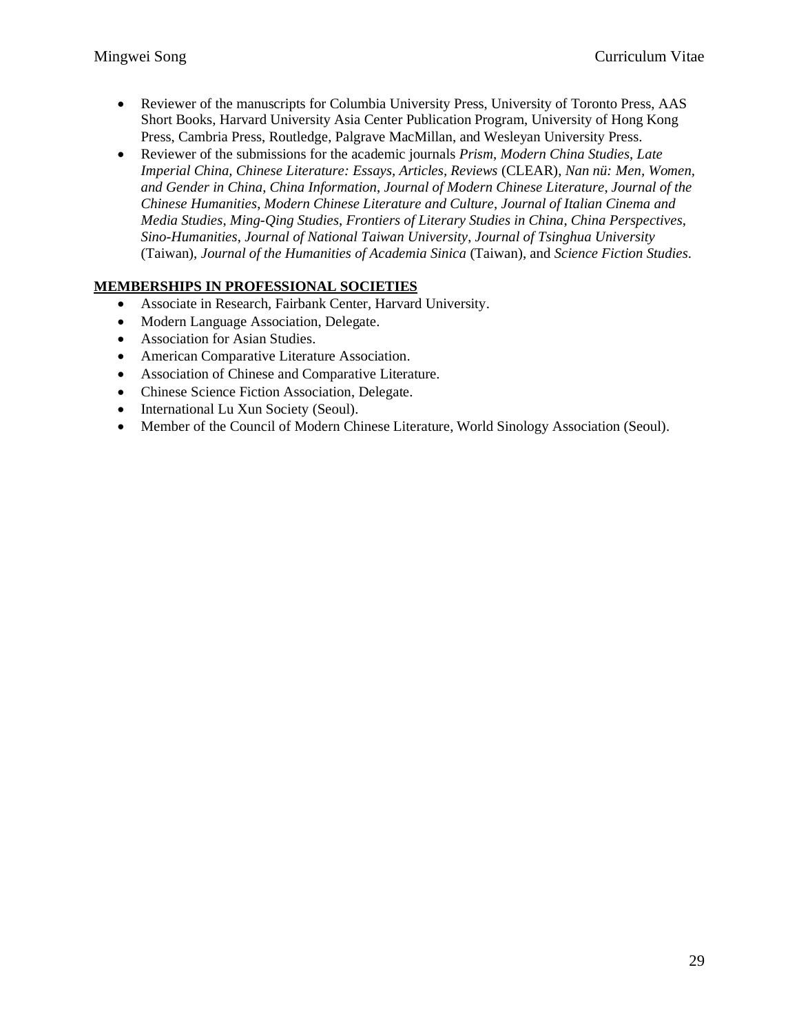- Reviewer of the manuscripts for Columbia University Press, University of Toronto Press, AAS Short Books, Harvard University Asia Center Publication Program, University of Hong Kong Press, Cambria Press, Routledge, Palgrave MacMillan, and Wesleyan University Press.
- Reviewer of the submissions for the academic journals *Prism*, *Modern China Studies*, *Late Imperial China*, *Chinese Literature: Essays, Articles, Reviews* (CLEAR), *Nan nü: Men, Women, and Gender in China*, *China Information*, *Journal of Modern Chinese Literature*, *Journal of the Chinese Humanities*, *Modern Chinese Literature and Culture*, *Journal of Italian Cinema and Media Studies*, *Ming-Qing Studies*, *Frontiers of Literary Studies in China*, *China Perspectives*, *Sino-Humanities*, *Journal of National Taiwan University*, *Journal of Tsinghua University* (Taiwan), *Journal of the Humanities of Academia Sinica* (Taiwan), and *Science Fiction Studies*.

## MEMBERSHIPS IN PROFESSIONAL SOCIETIES

- Associate in Research, Fairbank Center, Harvard University.
- Modern Language Association, Delegate.
- Association for Asian Studies.
- American Comparative Literature Association.
- Association of Chinese and Comparative Literature.
- Chinese Science Fiction Association, Delegate.
- International Lu Xun Society (Seoul).
- Member of the Council of Modern Chinese Literature, World Sinology Association (Seoul).